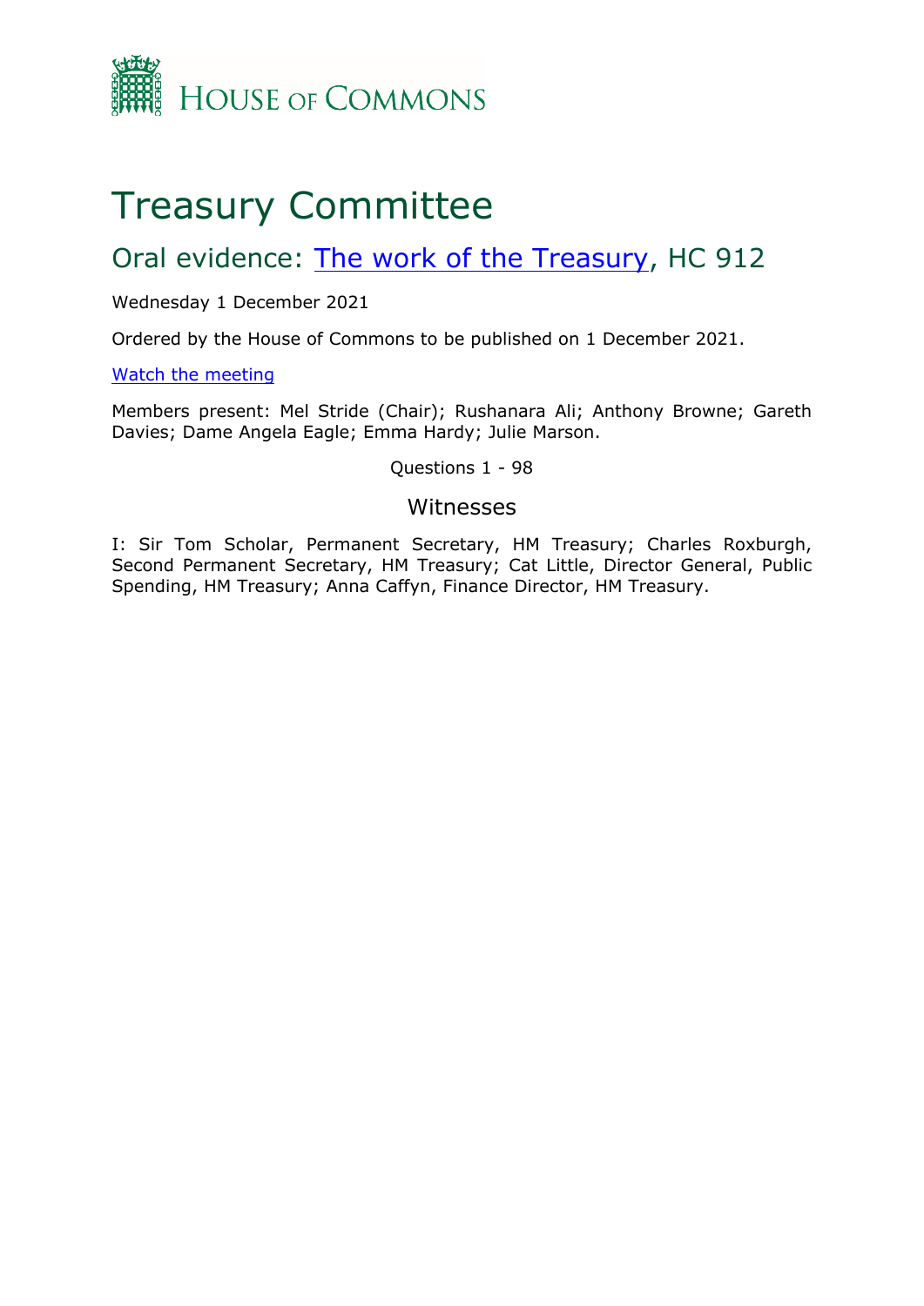HOUSE OF COMMONS

# Treasury Committee

## Oral evidence: [The work of the Treasury](), HC 912

Wednesday 1 December 2021

Ordered by the House of Commons to be published on 1 December 2021.

[Watch the meeting]()

Members present: Mel Stride (Chair); Rushanara Ali; Anthony Browne; Gareth Davies; Dame Angela Eagle; Emma Hardy; Julie Marson.

Questions 1 - 98

### Witnesses

I: Sir Tom Scholar, Permanent Secretary, HM Treasury; Charles Roxburgh, Second Permanent Secretary, HM Treasury; Cat Little, Director General, Public Spending, HM Treasury; Anna Caffyn, Finance Director, HM Treasury.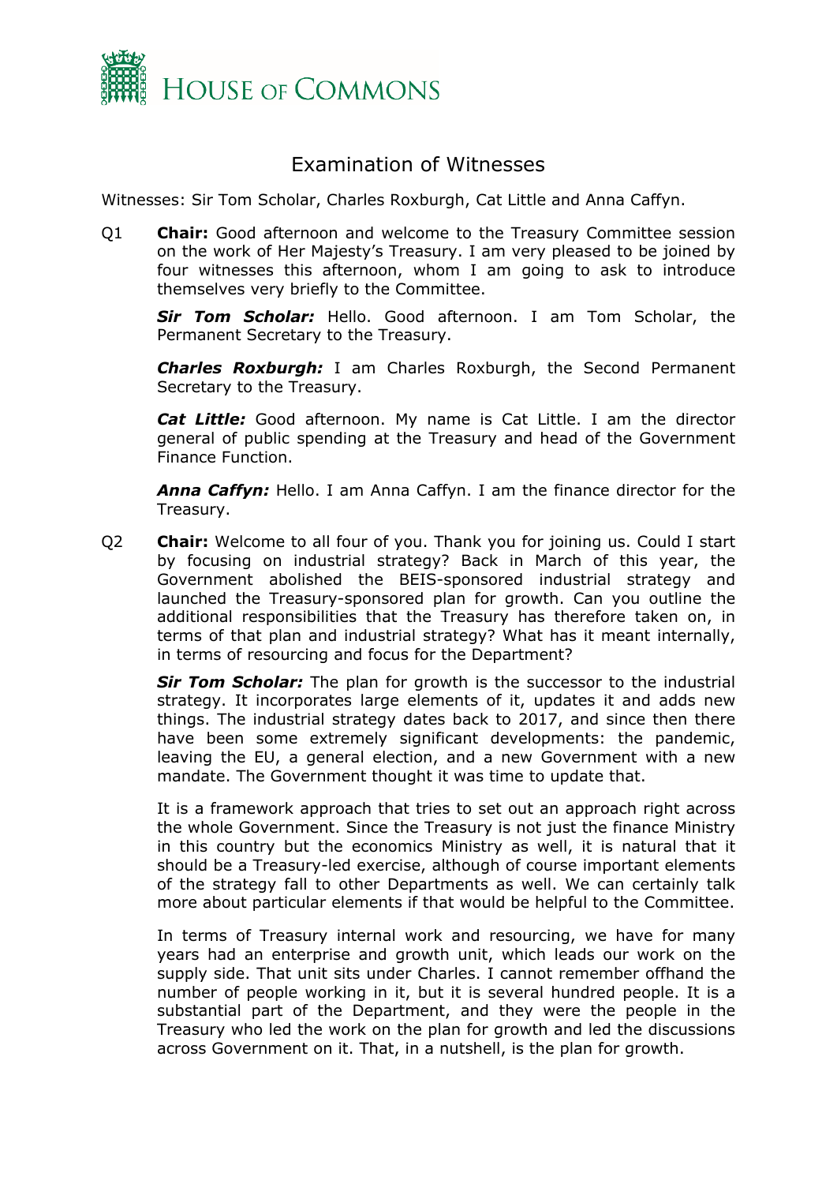# Examination of Witnesses

Witnesses: Sir Tom Scholar, Charles Roxburgh, Cat Little and Anna Caffyn.

Q1 **Chair:** Good afternoon and welcome to the Treasury Committee session on the work of Her Majesty's Treasury. I am very pleased to be joined by four witnesses this afternoon, whom I am going to ask to introduce themselves very briefly to the Committee.

***Sir Tom Scholar:*** Hello. Good afternoon. I am Tom Scholar, the Permanent Secretary to the Treasury.

***Charles Roxburgh:*** I am Charles Roxburgh, the Second Permanent Secretary to the Treasury.

***Cat Little:*** Good afternoon. My name is Cat Little. I am the director general of public spending at the Treasury and head of the Government Finance Function.

***Anna Caffyn:*** Hello. I am Anna Caffyn. I am the finance director for the Treasury.

Q2 **Chair:** Welcome to all four of you. Thank you for joining us. Could I start by focusing on industrial strategy? Back in March of this year, the Government abolished the BEIS-sponsored industrial strategy and launched the Treasury-sponsored plan for growth. Can you outline the additional responsibilities that the Treasury has therefore taken on, in terms of that plan and industrial strategy? What has it meant internally, in terms of resourcing and focus for the Department?

***Sir Tom Scholar:*** The plan for growth is the successor to the industrial strategy. It incorporates large elements of it, updates it and adds new things. The industrial strategy dates back to 2017, and since then there have been some extremely significant developments: the pandemic, leaving the EU, a general election, and a new Government with a new mandate. The Government thought it was time to update that.

It is a framework approach that tries to set out an approach right across the whole Government. Since the Treasury is not just the finance Ministry in this country but the economics Ministry as well, it is natural that it should be a Treasury-led exercise, although of course important elements of the strategy fall to other Departments as well. We can certainly talk more about particular elements if that would be helpful to the Committee.

In terms of Treasury internal work and resourcing, we have for many years had an enterprise and growth unit, which leads our work on the supply side. That unit sits under Charles. I cannot remember offhand the number of people working in it, but it is several hundred people. It is a substantial part of the Department, and they were the people in the Treasury who led the work on the plan for growth and led the discussions across Government on it. That, in a nutshell, is the plan for growth.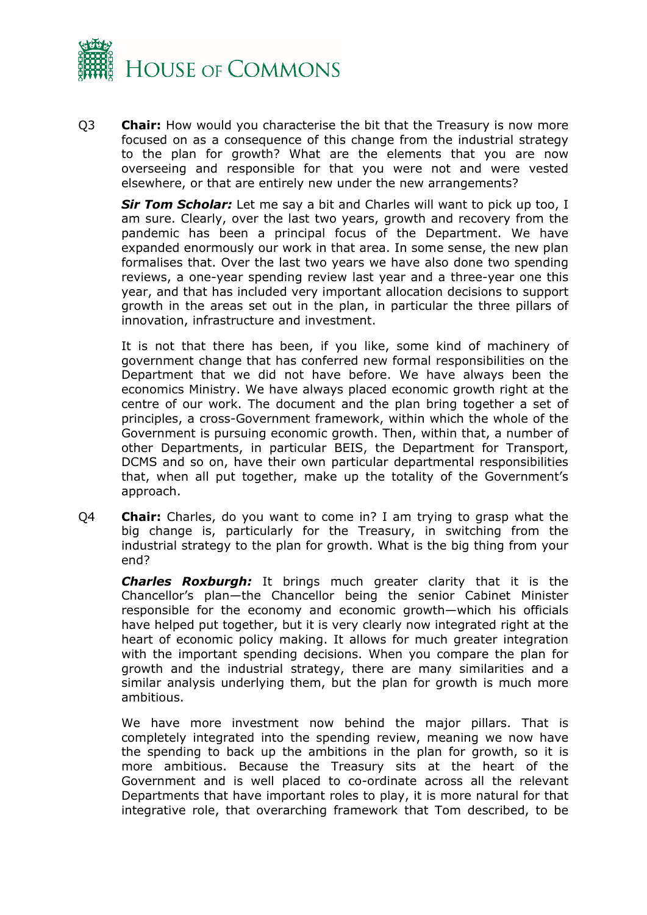Q3 **Chair:** How would you characterise the bit that the Treasury is now more focused on as a consequence of this change from the industrial strategy to the plan for growth? What are the elements that you are now overseeing and responsible for that you were not and were vested elsewhere, or that are entirely new under the new arrangements?

***Sir Tom Scholar:*** Let me say a bit and Charles will want to pick up too, I am sure. Clearly, over the last two years, growth and recovery from the pandemic has been a principal focus of the Department. We have expanded enormously our work in that area. In some sense, the new plan formalises that. Over the last two years we have also done two spending reviews, a one-year spending review last year and a three-year one this year, and that has included very important allocation decisions to support growth in the areas set out in the plan, in particular the three pillars of innovation, infrastructure and investment.

It is not that there has been, if you like, some kind of machinery of government change that has conferred new formal responsibilities on the Department that we did not have before. We have always been the economics Ministry. We have always placed economic growth right at the centre of our work. The document and the plan bring together a set of principles, a cross-Government framework, within which the whole of the Government is pursuing economic growth. Then, within that, a number of other Departments, in particular BEIS, the Department for Transport, DCMS and so on, have their own particular departmental responsibilities that, when all put together, make up the totality of the Government's approach.

Q4 **Chair:** Charles, do you want to come in? I am trying to grasp what the big change is, particularly for the Treasury, in switching from the industrial strategy to the plan for growth. What is the big thing from your end?

***Charles Roxburgh:*** It brings much greater clarity that it is the Chancellor's plan—the Chancellor being the senior Cabinet Minister responsible for the economy and economic growth—which his officials have helped put together, but it is very clearly now integrated right at the heart of economic policy making. It allows for much greater integration with the important spending decisions. When you compare the plan for growth and the industrial strategy, there are many similarities and a similar analysis underlying them, but the plan for growth is much more ambitious.

We have more investment now behind the major pillars. That is completely integrated into the spending review, meaning we now have the spending to back up the ambitions in the plan for growth, so it is more ambitious. Because the Treasury sits at the heart of the Government and is well placed to co-ordinate across all the relevant Departments that have important roles to play, it is more natural for that integrative role, that overarching framework that Tom described, to be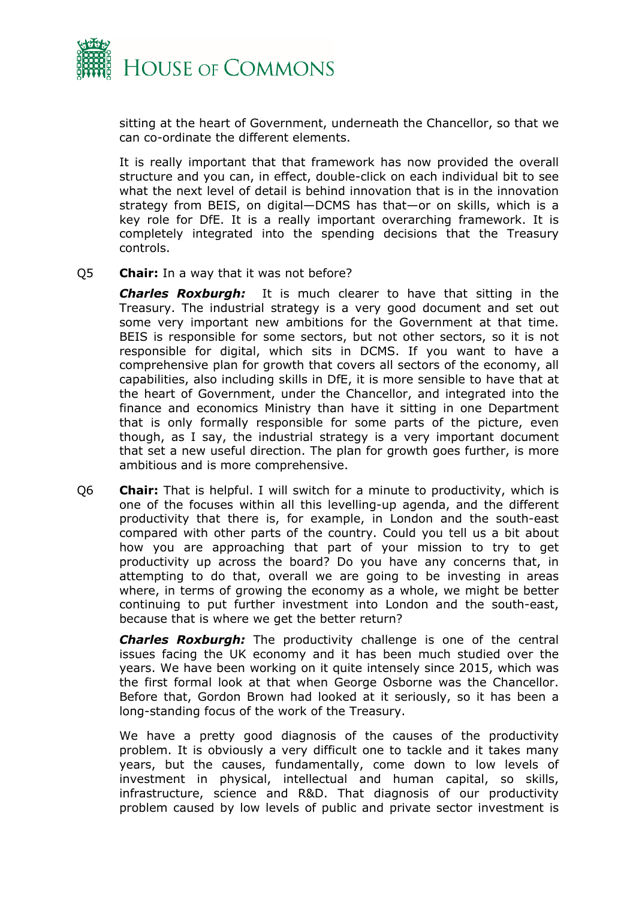sitting at the heart of Government, underneath the Chancellor, so that we can co-ordinate the different elements.

It is really important that that framework has now provided the overall structure and you can, in effect, double-click on each individual bit to see what the next level of detail is behind innovation that is in the innovation strategy from BEIS, on digital—DCMS has that—or on skills, which is a key role for DfE. It is a really important overarching framework. It is completely integrated into the spending decisions that the Treasury controls.

Q5 **Chair:** In a way that it was not before?

***Charles Roxburgh:*** It is much clearer to have that sitting in the Treasury. The industrial strategy is a very good document and set out some very important new ambitions for the Government at that time. BEIS is responsible for some sectors, but not other sectors, so it is not responsible for digital, which sits in DCMS. If you want to have a comprehensive plan for growth that covers all sectors of the economy, all capabilities, also including skills in DfE, it is more sensible to have that at the heart of Government, under the Chancellor, and integrated into the finance and economics Ministry than have it sitting in one Department that is only formally responsible for some parts of the picture, even though, as I say, the industrial strategy is a very important document that set a new useful direction. The plan for growth goes further, is more ambitious and is more comprehensive.

Q6 **Chair:** That is helpful. I will switch for a minute to productivity, which is one of the focuses within all this levelling-up agenda, and the different productivity that there is, for example, in London and the south-east compared with other parts of the country. Could you tell us a bit about how you are approaching that part of your mission to try to get productivity up across the board? Do you have any concerns that, in attempting to do that, overall we are going to be investing in areas where, in terms of growing the economy as a whole, we might be better continuing to put further investment into London and the south-east, because that is where we get the better return?

***Charles Roxburgh:*** The productivity challenge is one of the central issues facing the UK economy and it has been much studied over the years. We have been working on it quite intensely since 2015, which was the first formal look at that when George Osborne was the Chancellor. Before that, Gordon Brown had looked at it seriously, so it has been a long-standing focus of the work of the Treasury.

We have a pretty good diagnosis of the causes of the productivity problem. It is obviously a very difficult one to tackle and it takes many years, but the causes, fundamentally, come down to low levels of investment in physical, intellectual and human capital, so skills, infrastructure, science and R&D. That diagnosis of our productivity problem caused by low levels of public and private sector investment is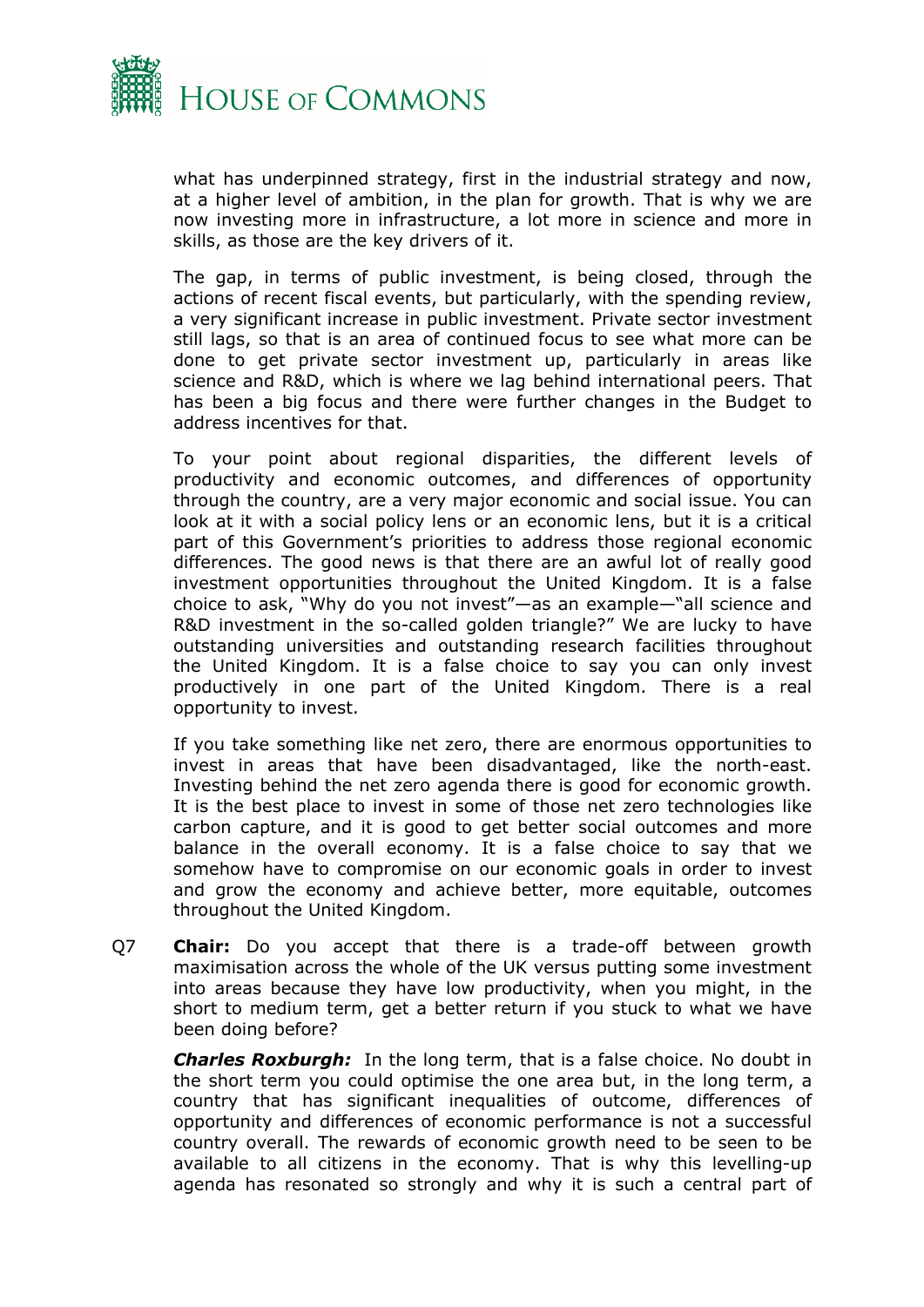what has underpinned strategy, first in the industrial strategy and now, at a higher level of ambition, in the plan for growth. That is why we are now investing more in infrastructure, a lot more in science and more in skills, as those are the key drivers of it.

The gap, in terms of public investment, is being closed, through the actions of recent fiscal events, but particularly, with the spending review, a very significant increase in public investment. Private sector investment still lags, so that is an area of continued focus to see what more can be done to get private sector investment up, particularly in areas like science and R&D, which is where we lag behind international peers. That has been a big focus and there were further changes in the Budget to address incentives for that.

To your point about regional disparities, the different levels of productivity and economic outcomes, and differences of opportunity through the country, are a very major economic and social issue. You can look at it with a social policy lens or an economic lens, but it is a critical part of this Government's priorities to address those regional economic differences. The good news is that there are an awful lot of really good investment opportunities throughout the United Kingdom. It is a false choice to ask, "Why do you not invest"—as an example—"all science and R&D investment in the so-called golden triangle?" We are lucky to have outstanding universities and outstanding research facilities throughout the United Kingdom. It is a false choice to say you can only invest productively in one part of the United Kingdom. There is a real opportunity to invest.

If you take something like net zero, there are enormous opportunities to invest in areas that have been disadvantaged, like the north-east. Investing behind the net zero agenda there is good for economic growth. It is the best place to invest in some of those net zero technologies like carbon capture, and it is good to get better social outcomes and more balance in the overall economy. It is a false choice to say that we somehow have to compromise on our economic goals in order to invest and grow the economy and achieve better, more equitable, outcomes throughout the United Kingdom.

Q7 **Chair:** Do you accept that there is a trade-off between growth maximisation across the whole of the UK versus putting some investment into areas because they have low productivity, when you might, in the short to medium term, get a better return if you stuck to what we have been doing before?

***Charles Roxburgh:*** In the long term, that is a false choice. No doubt in the short term you could optimise the one area but, in the long term, a country that has significant inequalities of outcome, differences of opportunity and differences of economic performance is not a successful country overall. The rewards of economic growth need to be seen to be available to all citizens in the economy. That is why this levelling-up agenda has resonated so strongly and why it is such a central part of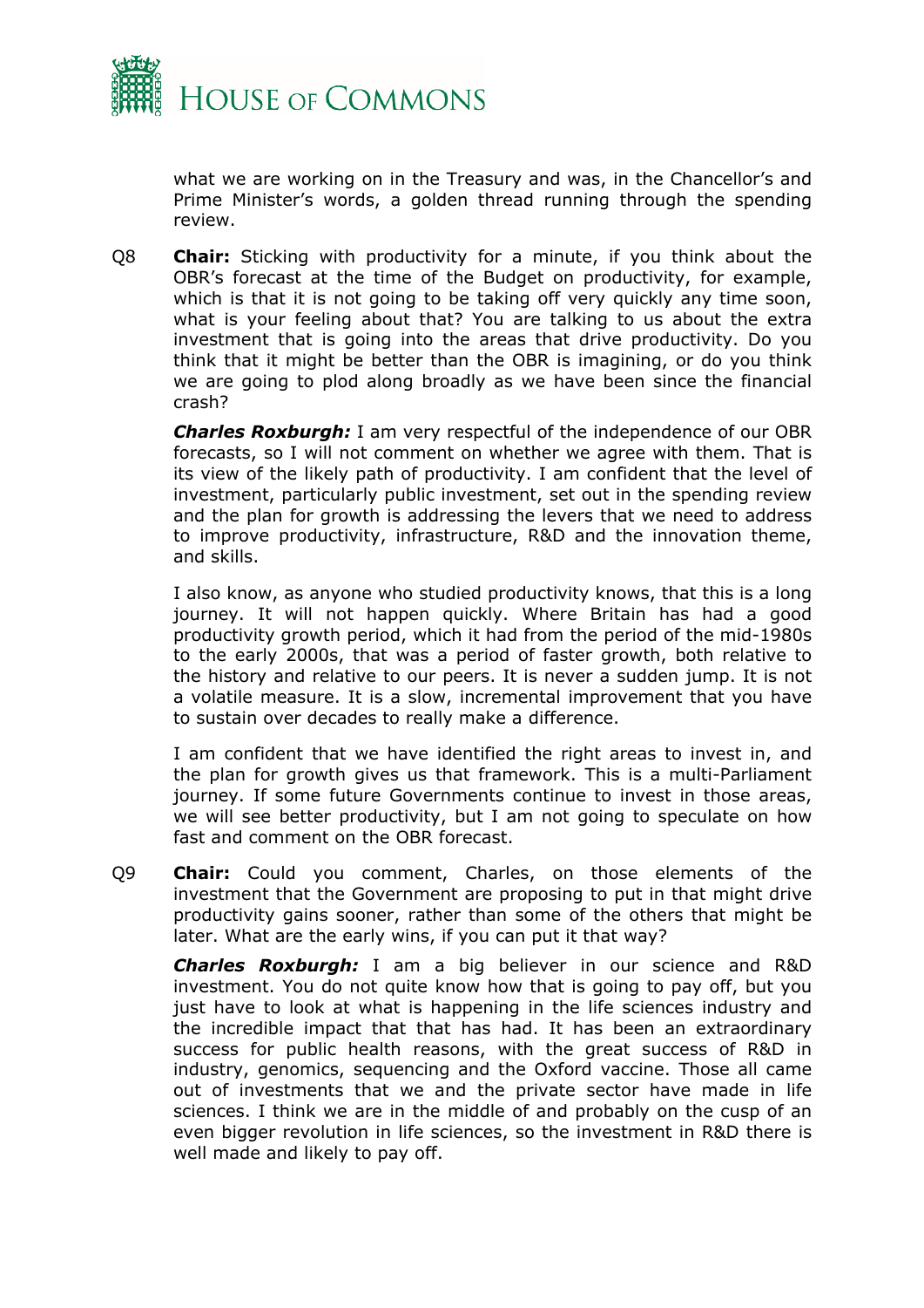what we are working on in the Treasury and was, in the Chancellor's and Prime Minister's words, a golden thread running through the spending review.

Q8 **Chair:** Sticking with productivity for a minute, if you think about the OBR's forecast at the time of the Budget on productivity, for example, which is that it is not going to be taking off very quickly any time soon, what is your feeling about that? You are talking to us about the extra investment that is going into the areas that drive productivity. Do you think that it might be better than the OBR is imagining, or do you think we are going to plod along broadly as we have been since the financial crash?

***Charles Roxburgh:*** I am very respectful of the independence of our OBR forecasts, so I will not comment on whether we agree with them. That is its view of the likely path of productivity. I am confident that the level of investment, particularly public investment, set out in the spending review and the plan for growth is addressing the levers that we need to address to improve productivity, infrastructure, R&D and the innovation theme, and skills.

I also know, as anyone who studied productivity knows, that this is a long journey. It will not happen quickly. Where Britain has had a good productivity growth period, which it had from the period of the mid-1980s to the early 2000s, that was a period of faster growth, both relative to the history and relative to our peers. It is never a sudden jump. It is not a volatile measure. It is a slow, incremental improvement that you have to sustain over decades to really make a difference.

I am confident that we have identified the right areas to invest in, and the plan for growth gives us that framework. This is a multi-Parliament journey. If some future Governments continue to invest in those areas, we will see better productivity, but I am not going to speculate on how fast and comment on the OBR forecast.

Q9 **Chair:** Could you comment, Charles, on those elements of the investment that the Government are proposing to put in that might drive productivity gains sooner, rather than some of the others that might be later. What are the early wins, if you can put it that way?

***Charles Roxburgh:*** I am a big believer in our science and R&D investment. You do not quite know how that is going to pay off, but you just have to look at what is happening in the life sciences industry and the incredible impact that that has had. It has been an extraordinary success for public health reasons, with the great success of R&D in industry, genomics, sequencing and the Oxford vaccine. Those all came out of investments that we and the private sector have made in life sciences. I think we are in the middle of and probably on the cusp of an even bigger revolution in life sciences, so the investment in R&D there is well made and likely to pay off.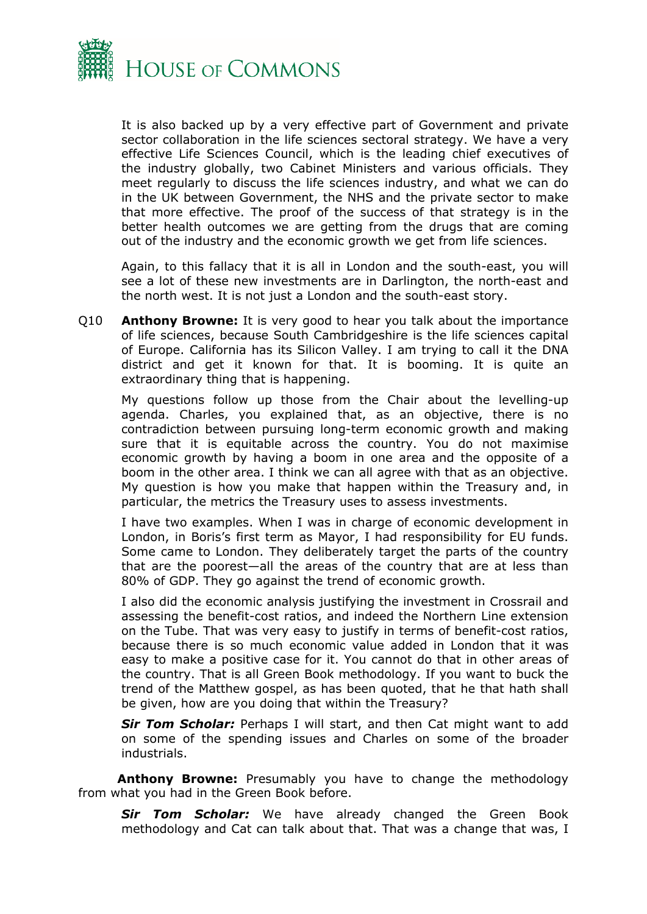It is also backed up by a very effective part of Government and private sector collaboration in the life sciences sectoral strategy. We have a very effective Life Sciences Council, which is the leading chief executives of the industry globally, two Cabinet Ministers and various officials. They meet regularly to discuss the life sciences industry, and what we can do in the UK between Government, the NHS and the private sector to make that more effective. The proof of the success of that strategy is in the better health outcomes we are getting from the drugs that are coming out of the industry and the economic growth we get from life sciences.

Again, to this fallacy that it is all in London and the south-east, you will see a lot of these new investments are in Darlington, the north-east and the north west. It is not just a London and the south-east story.

Q10 **Anthony Browne:** It is very good to hear you talk about the importance of life sciences, because South Cambridgeshire is the life sciences capital of Europe. California has its Silicon Valley. I am trying to call it the DNA district and get it known for that. It is booming. It is quite an extraordinary thing that is happening.

My questions follow up those from the Chair about the levelling-up agenda. Charles, you explained that, as an objective, there is no contradiction between pursuing long-term economic growth and making sure that it is equitable across the country. You do not maximise economic growth by having a boom in one area and the opposite of a boom in the other area. I think we can all agree with that as an objective. My question is how you make that happen within the Treasury and, in particular, the metrics the Treasury uses to assess investments.

I have two examples. When I was in charge of economic development in London, in Boris's first term as Mayor, I had responsibility for EU funds. Some came to London. They deliberately target the parts of the country that are the poorest—all the areas of the country that are at less than 80% of GDP. They go against the trend of economic growth.

I also did the economic analysis justifying the investment in Crossrail and assessing the benefit-cost ratios, and indeed the Northern Line extension on the Tube. That was very easy to justify in terms of benefit-cost ratios, because there is so much economic value added in London that it was easy to make a positive case for it. You cannot do that in other areas of the country. That is all Green Book methodology. If you want to buck the trend of the Matthew gospel, as has been quoted, that he that hath shall be given, how are you doing that within the Treasury?

***Sir Tom Scholar:*** Perhaps I will start, and then Cat might want to add on some of the spending issues and Charles on some of the broader industrials.

**Anthony Browne:** Presumably you have to change the methodology from what you had in the Green Book before.

***Sir Tom Scholar:*** We have already changed the Green Book methodology and Cat can talk about that. That was a change that was, I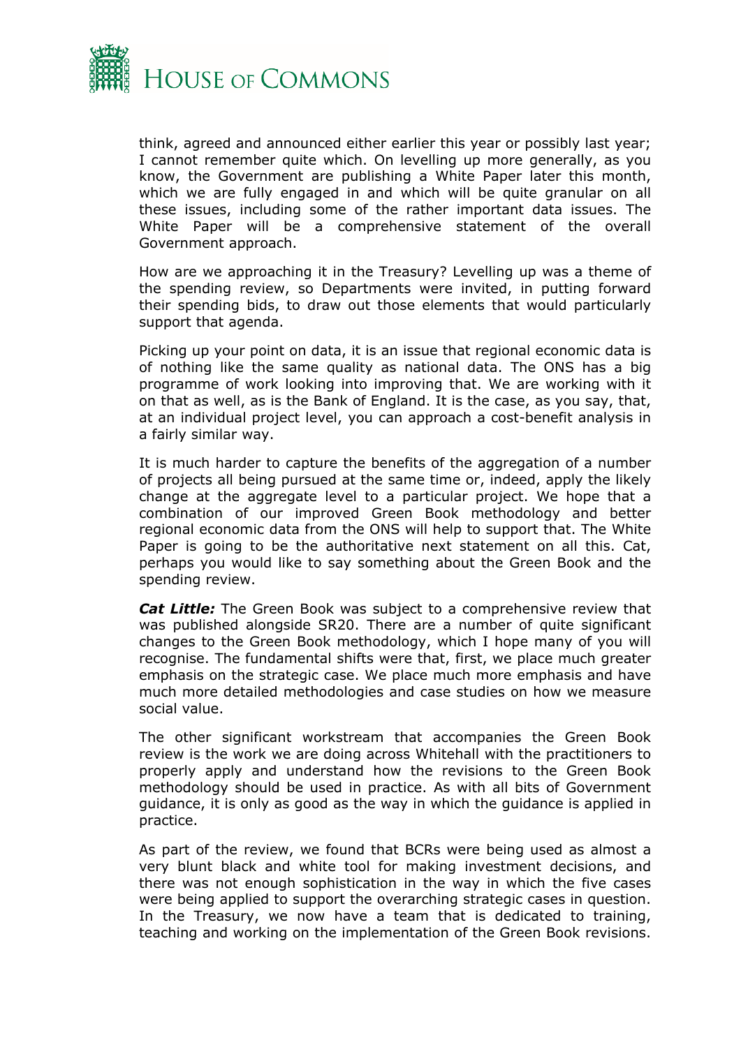think, agreed and announced either earlier this year or possibly last year; I cannot remember quite which. On levelling up more generally, as you know, the Government are publishing a White Paper later this month, which we are fully engaged in and which will be quite granular on all these issues, including some of the rather important data issues. The White Paper will be a comprehensive statement of the overall Government approach.

How are we approaching it in the Treasury? Levelling up was a theme of the spending review, so Departments were invited, in putting forward their spending bids, to draw out those elements that would particularly support that agenda.

Picking up your point on data, it is an issue that regional economic data is of nothing like the same quality as national data. The ONS has a big programme of work looking into improving that. We are working with it on that as well, as is the Bank of England. It is the case, as you say, that, at an individual project level, you can approach a cost-benefit analysis in a fairly similar way.

It is much harder to capture the benefits of the aggregation of a number of projects all being pursued at the same time or, indeed, apply the likely change at the aggregate level to a particular project. We hope that a combination of our improved Green Book methodology and better regional economic data from the ONS will help to support that. The White Paper is going to be the authoritative next statement on all this. Cat, perhaps you would like to say something about the Green Book and the spending review.

***Cat Little:*** The Green Book was subject to a comprehensive review that was published alongside SR20. There are a number of quite significant changes to the Green Book methodology, which I hope many of you will recognise. The fundamental shifts were that, first, we place much greater emphasis on the strategic case. We place much more emphasis and have much more detailed methodologies and case studies on how we measure social value.

The other significant workstream that accompanies the Green Book review is the work we are doing across Whitehall with the practitioners to properly apply and understand how the revisions to the Green Book methodology should be used in practice. As with all bits of Government guidance, it is only as good as the way in which the guidance is applied in practice.

As part of the review, we found that BCRs were being used as almost a very blunt black and white tool for making investment decisions, and there was not enough sophistication in the way in which the five cases were being applied to support the overarching strategic cases in question. In the Treasury, we now have a team that is dedicated to training, teaching and working on the implementation of the Green Book revisions.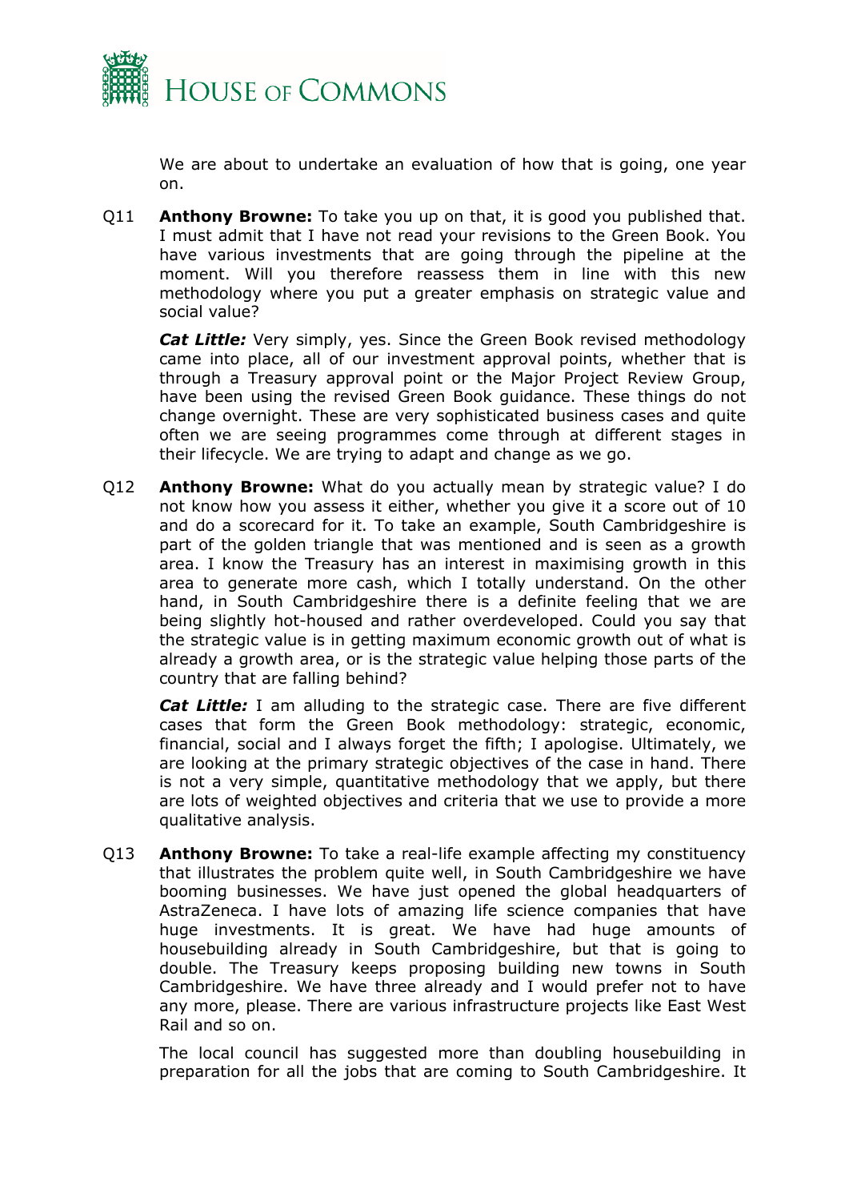We are about to undertake an evaluation of how that is going, one year on.

Q11 **Anthony Browne:** To take you up on that, it is good you published that. I must admit that I have not read your revisions to the Green Book. You have various investments that are going through the pipeline at the moment. Will you therefore reassess them in line with this new methodology where you put a greater emphasis on strategic value and social value?

***Cat Little:*** Very simply, yes. Since the Green Book revised methodology came into place, all of our investment approval points, whether that is through a Treasury approval point or the Major Project Review Group, have been using the revised Green Book guidance. These things do not change overnight. These are very sophisticated business cases and quite often we are seeing programmes come through at different stages in their lifecycle. We are trying to adapt and change as we go.

Q12 **Anthony Browne:** What do you actually mean by strategic value? I do not know how you assess it either, whether you give it a score out of 10 and do a scorecard for it. To take an example, South Cambridgeshire is part of the golden triangle that was mentioned and is seen as a growth area. I know the Treasury has an interest in maximising growth in this area to generate more cash, which I totally understand. On the other hand, in South Cambridgeshire there is a definite feeling that we are being slightly hot-housed and rather overdeveloped. Could you say that the strategic value is in getting maximum economic growth out of what is already a growth area, or is the strategic value helping those parts of the country that are falling behind?

***Cat Little:*** I am alluding to the strategic case. There are five different cases that form the Green Book methodology: strategic, economic, financial, social and I always forget the fifth; I apologise. Ultimately, we are looking at the primary strategic objectives of the case in hand. There is not a very simple, quantitative methodology that we apply, but there are lots of weighted objectives and criteria that we use to provide a more qualitative analysis.

Q13 **Anthony Browne:** To take a real-life example affecting my constituency that illustrates the problem quite well, in South Cambridgeshire we have booming businesses. We have just opened the global headquarters of AstraZeneca. I have lots of amazing life science companies that have huge investments. It is great. We have had huge amounts of housebuilding already in South Cambridgeshire, but that is going to double. The Treasury keeps proposing building new towns in South Cambridgeshire. We have three already and I would prefer not to have any more, please. There are various infrastructure projects like East West Rail and so on.

The local council has suggested more than doubling housebuilding in preparation for all the jobs that are coming to South Cambridgeshire. It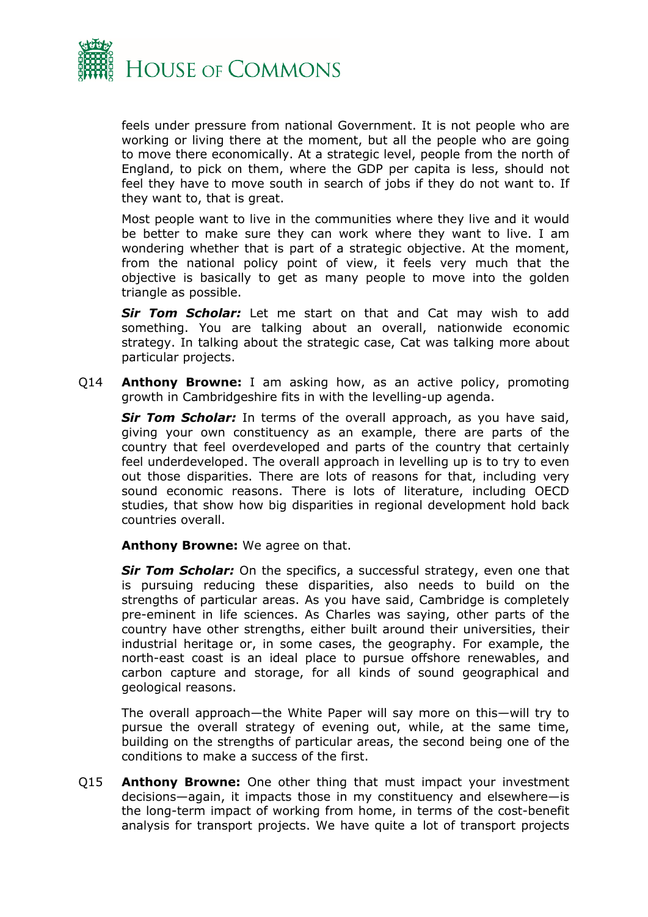feels under pressure from national Government. It is not people who are working or living there at the moment, but all the people who are going to move there economically. At a strategic level, people from the north of England, to pick on them, where the GDP per capita is less, should not feel they have to move south in search of jobs if they do not want to. If they want to, that is great.

Most people want to live in the communities where they live and it would be better to make sure they can work where they want to live. I am wondering whether that is part of a strategic objective. At the moment, from the national policy point of view, it feels very much that the objective is basically to get as many people to move into the golden triangle as possible.

***Sir Tom Scholar:*** Let me start on that and Cat may wish to add something. You are talking about an overall, nationwide economic strategy. In talking about the strategic case, Cat was talking more about particular projects.

Q14 **Anthony Browne:** I am asking how, as an active policy, promoting growth in Cambridgeshire fits in with the levelling-up agenda.

***Sir Tom Scholar:*** In terms of the overall approach, as you have said, giving your own constituency as an example, there are parts of the country that feel overdeveloped and parts of the country that certainly feel underdeveloped. The overall approach in levelling up is to try to even out those disparities. There are lots of reasons for that, including very sound economic reasons. There is lots of literature, including OECD studies, that show how big disparities in regional development hold back countries overall.

**Anthony Browne:** We agree on that.

***Sir Tom Scholar:*** On the specifics, a successful strategy, even one that is pursuing reducing these disparities, also needs to build on the strengths of particular areas. As you have said, Cambridge is completely pre-eminent in life sciences. As Charles was saying, other parts of the country have other strengths, either built around their universities, their industrial heritage or, in some cases, the geography. For example, the north-east coast is an ideal place to pursue offshore renewables, and carbon capture and storage, for all kinds of sound geographical and geological reasons.

The overall approach—the White Paper will say more on this—will try to pursue the overall strategy of evening out, while, at the same time, building on the strengths of particular areas, the second being one of the conditions to make a success of the first.

Q15 **Anthony Browne:** One other thing that must impact your investment decisions—again, it impacts those in my constituency and elsewhere—is the long-term impact of working from home, in terms of the cost-benefit analysis for transport projects. We have quite a lot of transport projects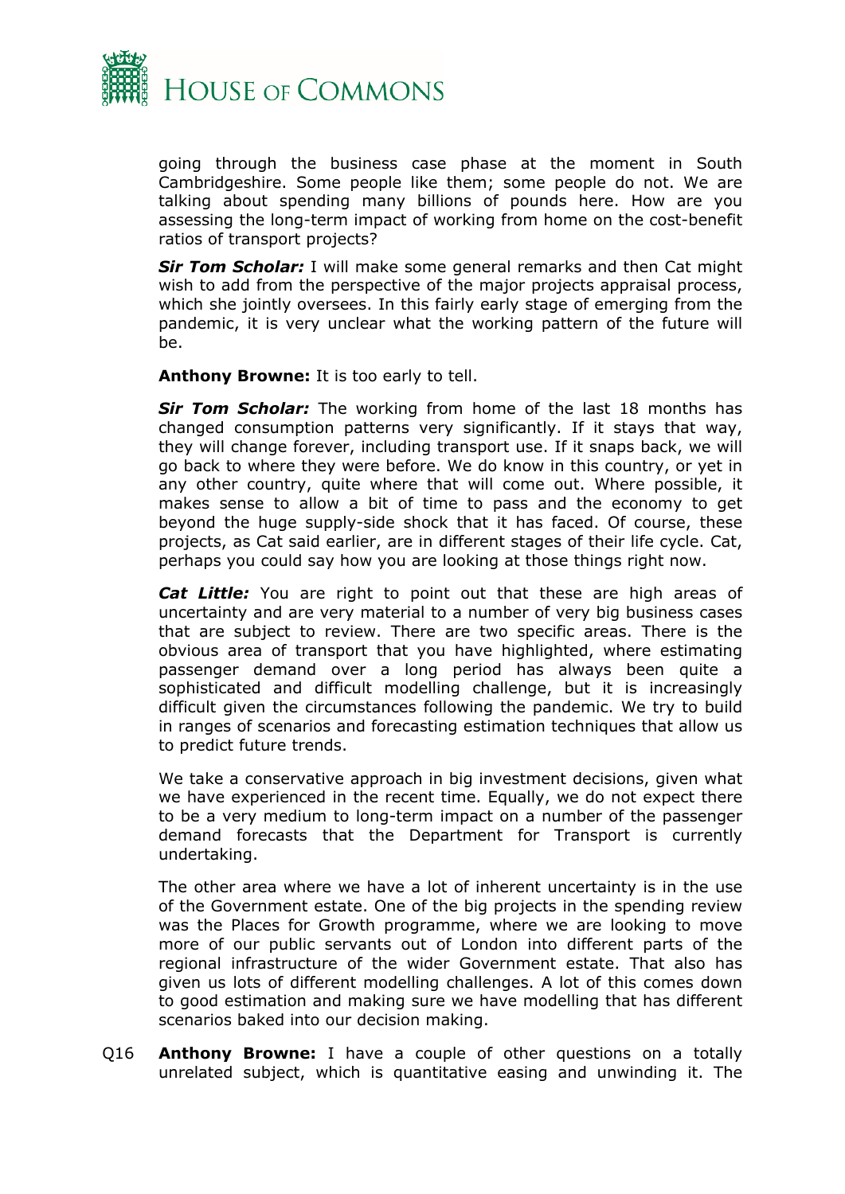going through the business case phase at the moment in South Cambridgeshire. Some people like them; some people do not. We are talking about spending many billions of pounds here. How are you assessing the long-term impact of working from home on the cost-benefit ratios of transport projects?

***Sir Tom Scholar:*** I will make some general remarks and then Cat might wish to add from the perspective of the major projects appraisal process, which she jointly oversees. In this fairly early stage of emerging from the pandemic, it is very unclear what the working pattern of the future will be.

**Anthony Browne:** It is too early to tell.

***Sir Tom Scholar:*** The working from home of the last 18 months has changed consumption patterns very significantly. If it stays that way, they will change forever, including transport use. If it snaps back, we will go back to where they were before. We do know in this country, or yet in any other country, quite where that will come out. Where possible, it makes sense to allow a bit of time to pass and the economy to get beyond the huge supply-side shock that it has faced. Of course, these projects, as Cat said earlier, are in different stages of their life cycle. Cat, perhaps you could say how you are looking at those things right now.

***Cat Little:*** You are right to point out that these are high areas of uncertainty and are very material to a number of very big business cases that are subject to review. There are two specific areas. There is the obvious area of transport that you have highlighted, where estimating passenger demand over a long period has always been quite a sophisticated and difficult modelling challenge, but it is increasingly difficult given the circumstances following the pandemic. We try to build in ranges of scenarios and forecasting estimation techniques that allow us to predict future trends.

We take a conservative approach in big investment decisions, given what we have experienced in the recent time. Equally, we do not expect there to be a very medium to long-term impact on a number of the passenger demand forecasts that the Department for Transport is currently undertaking.

The other area where we have a lot of inherent uncertainty is in the use of the Government estate. One of the big projects in the spending review was the Places for Growth programme, where we are looking to move more of our public servants out of London into different parts of the regional infrastructure of the wider Government estate. That also has given us lots of different modelling challenges. A lot of this comes down to good estimation and making sure we have modelling that has different scenarios baked into our decision making.

Q16 **Anthony Browne:** I have a couple of other questions on a totally unrelated subject, which is quantitative easing and unwinding it. The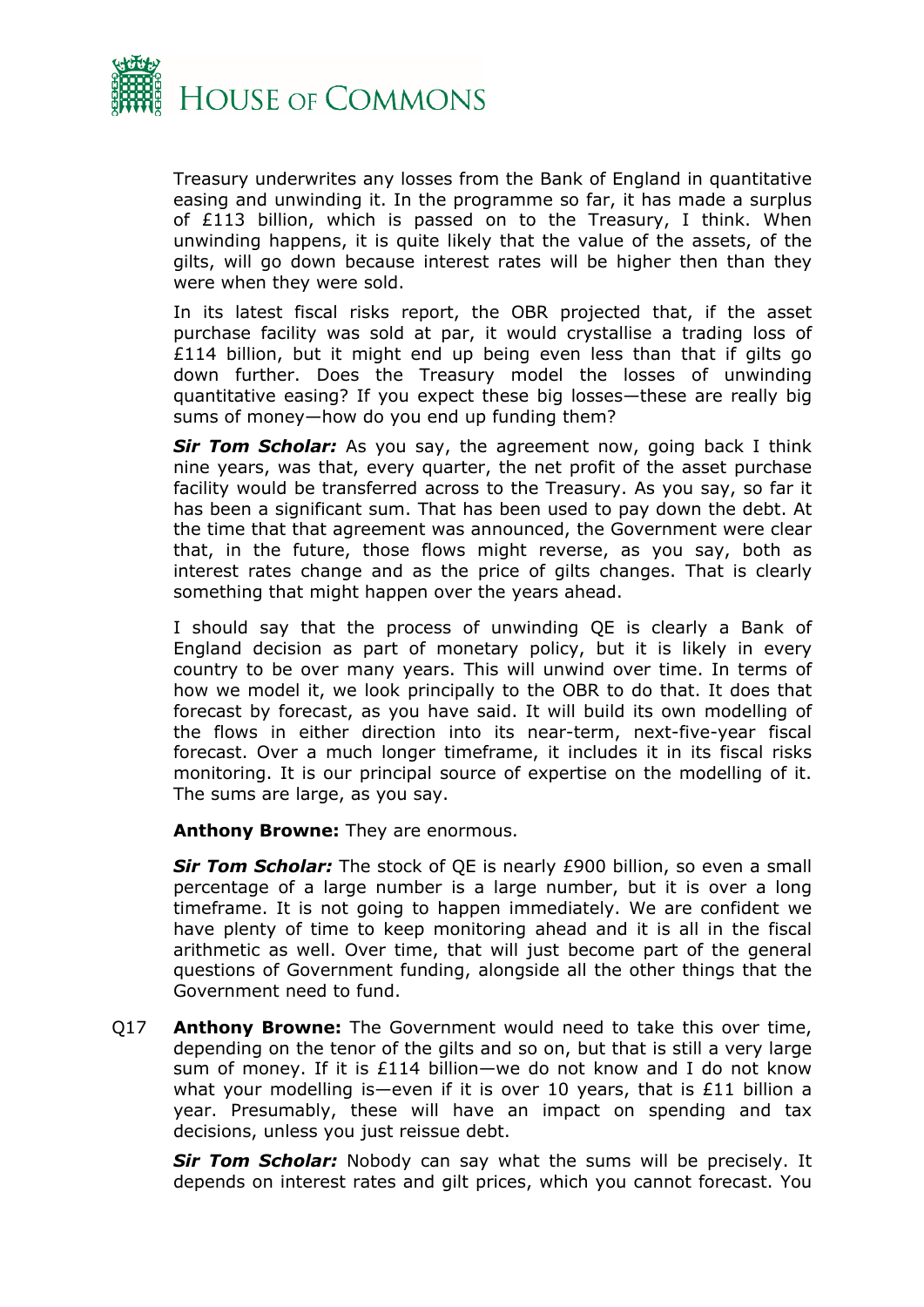Treasury underwrites any losses from the Bank of England in quantitative easing and unwinding it. In the programme so far, it has made a surplus of £113 billion, which is passed on to the Treasury, I think. When unwinding happens, it is quite likely that the value of the assets, of the gilts, will go down because interest rates will be higher then than they were when they were sold.

In its latest fiscal risks report, the OBR projected that, if the asset purchase facility was sold at par, it would crystallise a trading loss of £114 billion, but it might end up being even less than that if gilts go down further. Does the Treasury model the losses of unwinding quantitative easing? If you expect these big losses—these are really big sums of money—how do you end up funding them?

***Sir Tom Scholar:*** As you say, the agreement now, going back I think nine years, was that, every quarter, the net profit of the asset purchase facility would be transferred across to the Treasury. As you say, so far it has been a significant sum. That has been used to pay down the debt. At the time that that agreement was announced, the Government were clear that, in the future, those flows might reverse, as you say, both as interest rates change and as the price of gilts changes. That is clearly something that might happen over the years ahead.

I should say that the process of unwinding QE is clearly a Bank of England decision as part of monetary policy, but it is likely in every country to be over many years. This will unwind over time. In terms of how we model it, we look principally to the OBR to do that. It does that forecast by forecast, as you have said. It will build its own modelling of the flows in either direction into its near-term, next-five-year fiscal forecast. Over a much longer timeframe, it includes it in its fiscal risks monitoring. It is our principal source of expertise on the modelling of it. The sums are large, as you say.

**Anthony Browne:** They are enormous.

***Sir Tom Scholar:*** The stock of QE is nearly £900 billion, so even a small percentage of a large number is a large number, but it is over a long timeframe. It is not going to happen immediately. We are confident we have plenty of time to keep monitoring ahead and it is all in the fiscal arithmetic as well. Over time, that will just become part of the general questions of Government funding, alongside all the other things that the Government need to fund.

Q17 **Anthony Browne:** The Government would need to take this over time, depending on the tenor of the gilts and so on, but that is still a very large sum of money. If it is £114 billion—we do not know and I do not know what your modelling is—even if it is over 10 years, that is £11 billion a year. Presumably, these will have an impact on spending and tax decisions, unless you just reissue debt.

***Sir Tom Scholar:*** Nobody can say what the sums will be precisely. It depends on interest rates and gilt prices, which you cannot forecast. You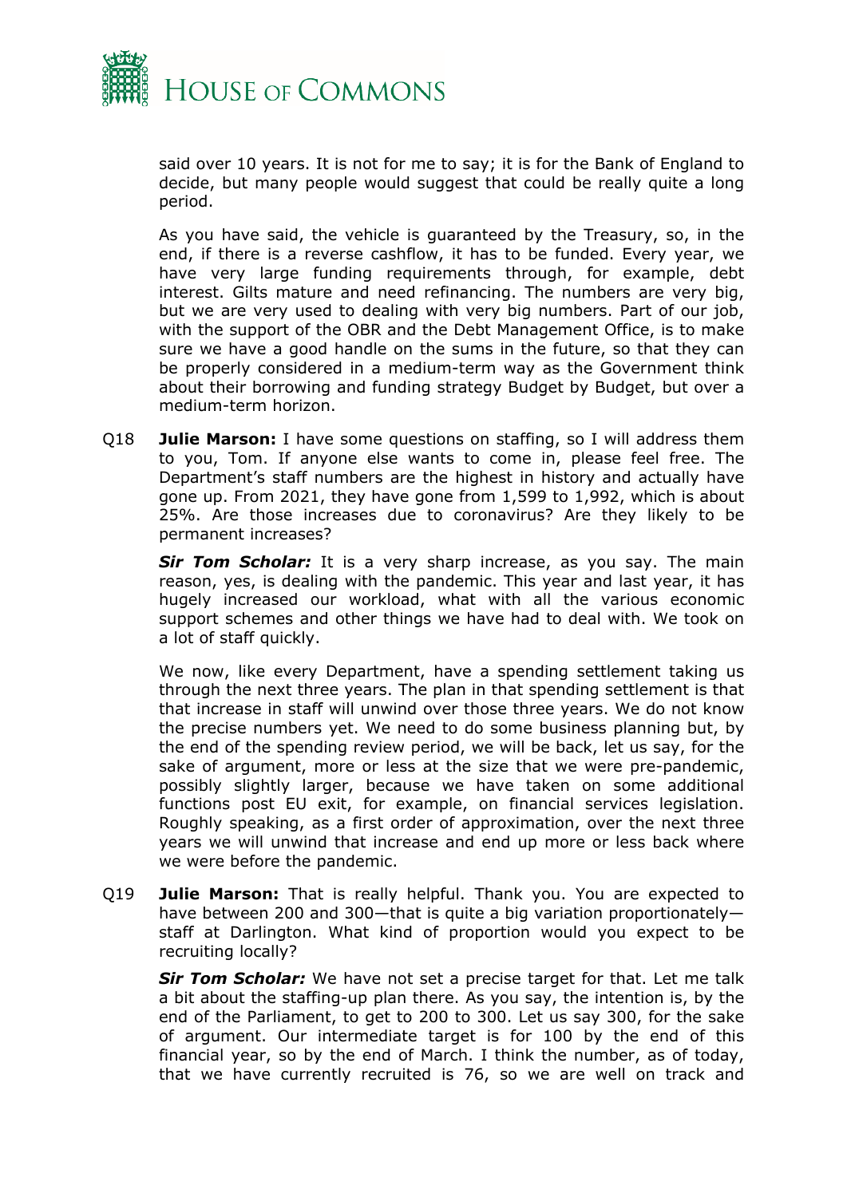said over 10 years. It is not for me to say; it is for the Bank of England to decide, but many people would suggest that could be really quite a long period.

As you have said, the vehicle is guaranteed by the Treasury, so, in the end, if there is a reverse cashflow, it has to be funded. Every year, we have very large funding requirements through, for example, debt interest. Gilts mature and need refinancing. The numbers are very big, but we are very used to dealing with very big numbers. Part of our job, with the support of the OBR and the Debt Management Office, is to make sure we have a good handle on the sums in the future, so that they can be properly considered in a medium-term way as the Government think about their borrowing and funding strategy Budget by Budget, but over a medium-term horizon.

Q18 **Julie Marson:** I have some questions on staffing, so I will address them to you, Tom. If anyone else wants to come in, please feel free. The Department's staff numbers are the highest in history and actually have gone up. From 2021, they have gone from 1,599 to 1,992, which is about 25%. Are those increases due to coronavirus? Are they likely to be permanent increases?

***Sir Tom Scholar:*** It is a very sharp increase, as you say. The main reason, yes, is dealing with the pandemic. This year and last year, it has hugely increased our workload, what with all the various economic support schemes and other things we have had to deal with. We took on a lot of staff quickly.

We now, like every Department, have a spending settlement taking us through the next three years. The plan in that spending settlement is that that increase in staff will unwind over those three years. We do not know the precise numbers yet. We need to do some business planning but, by the end of the spending review period, we will be back, let us say, for the sake of argument, more or less at the size that we were pre-pandemic, possibly slightly larger, because we have taken on some additional functions post EU exit, for example, on financial services legislation. Roughly speaking, as a first order of approximation, over the next three years we will unwind that increase and end up more or less back where we were before the pandemic.

Q19 **Julie Marson:** That is really helpful. Thank you. You are expected to have between 200 and 300—that is quite a big variation proportionately—staff at Darlington. What kind of proportion would you expect to be recruiting locally?

***Sir Tom Scholar:*** We have not set a precise target for that. Let me talk a bit about the staffing-up plan there. As you say, the intention is, by the end of the Parliament, to get to 200 to 300. Let us say 300, for the sake of argument. Our intermediate target is for 100 by the end of this financial year, so by the end of March. I think the number, as of today, that we have currently recruited is 76, so we are well on track and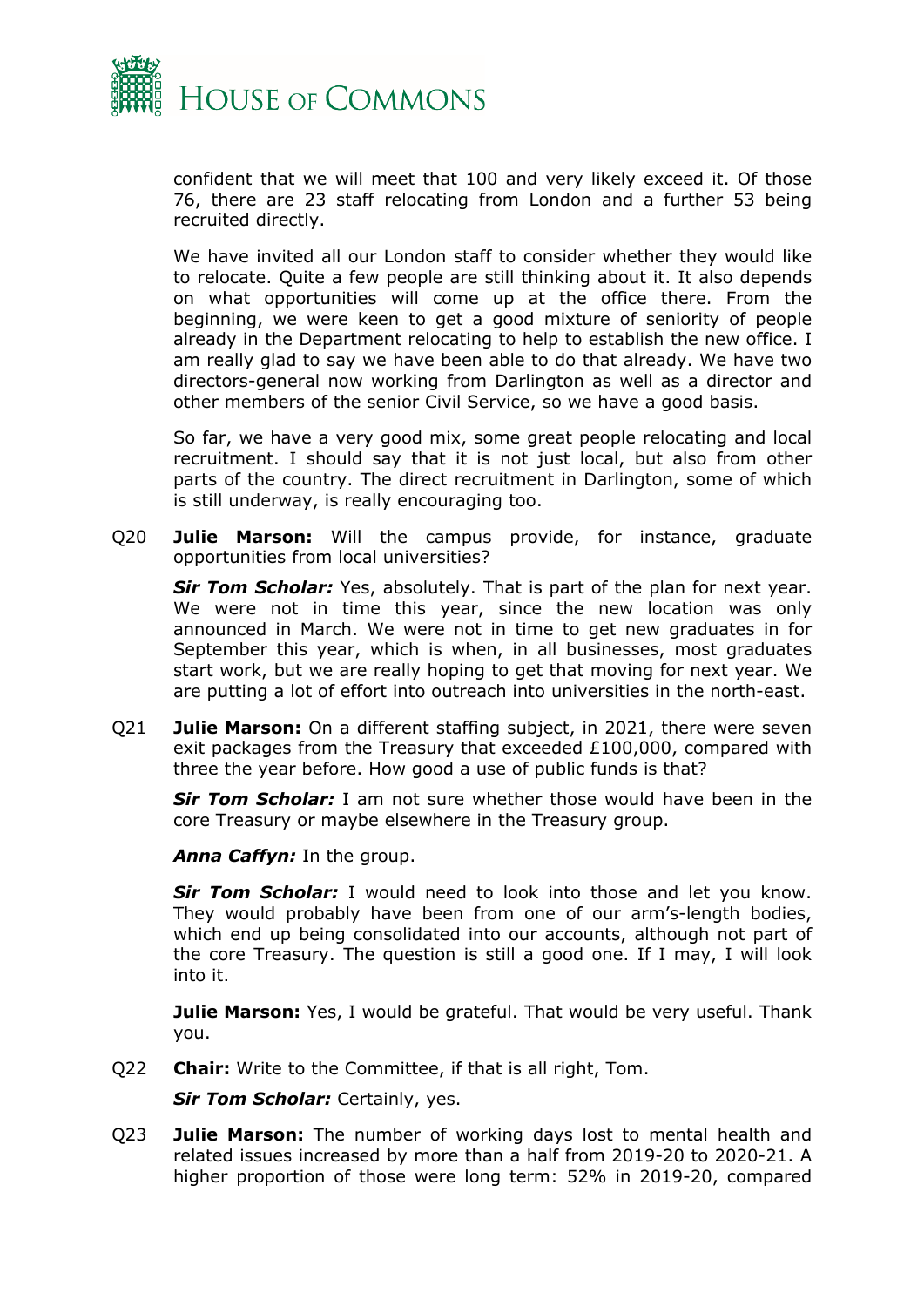confident that we will meet that 100 and very likely exceed it. Of those 76, there are 23 staff relocating from London and a further 53 being recruited directly.

We have invited all our London staff to consider whether they would like to relocate. Quite a few people are still thinking about it. It also depends on what opportunities will come up at the office there. From the beginning, we were keen to get a good mixture of seniority of people already in the Department relocating to help to establish the new office. I am really glad to say we have been able to do that already. We have two directors-general now working from Darlington as well as a director and other members of the senior Civil Service, so we have a good basis.

So far, we have a very good mix, some great people relocating and local recruitment. I should say that it is not just local, but also from other parts of the country. The direct recruitment in Darlington, some of which is still underway, is really encouraging too.

Q20 **Julie Marson:** Will the campus provide, for instance, graduate opportunities from local universities?

***Sir Tom Scholar:*** Yes, absolutely. That is part of the plan for next year. We were not in time this year, since the new location was only announced in March. We were not in time to get new graduates in for September this year, which is when, in all businesses, most graduates start work, but we are really hoping to get that moving for next year. We are putting a lot of effort into outreach into universities in the north-east.

Q21 **Julie Marson:** On a different staffing subject, in 2021, there were seven exit packages from the Treasury that exceeded £100,000, compared with three the year before. How good a use of public funds is that?

***Sir Tom Scholar:*** I am not sure whether those would have been in the core Treasury or maybe elsewhere in the Treasury group.

***Anna Caffyn:*** In the group.

***Sir Tom Scholar:*** I would need to look into those and let you know. They would probably have been from one of our arm's-length bodies, which end up being consolidated into our accounts, although not part of the core Treasury. The question is still a good one. If I may, I will look into it.

**Julie Marson:** Yes, I would be grateful. That would be very useful. Thank you.

Q22 **Chair:** Write to the Committee, if that is all right, Tom.

***Sir Tom Scholar:*** Certainly, yes.

Q23 **Julie Marson:** The number of working days lost to mental health and related issues increased by more than a half from 2019-20 to 2020-21. A higher proportion of those were long term: 52% in 2019-20, compared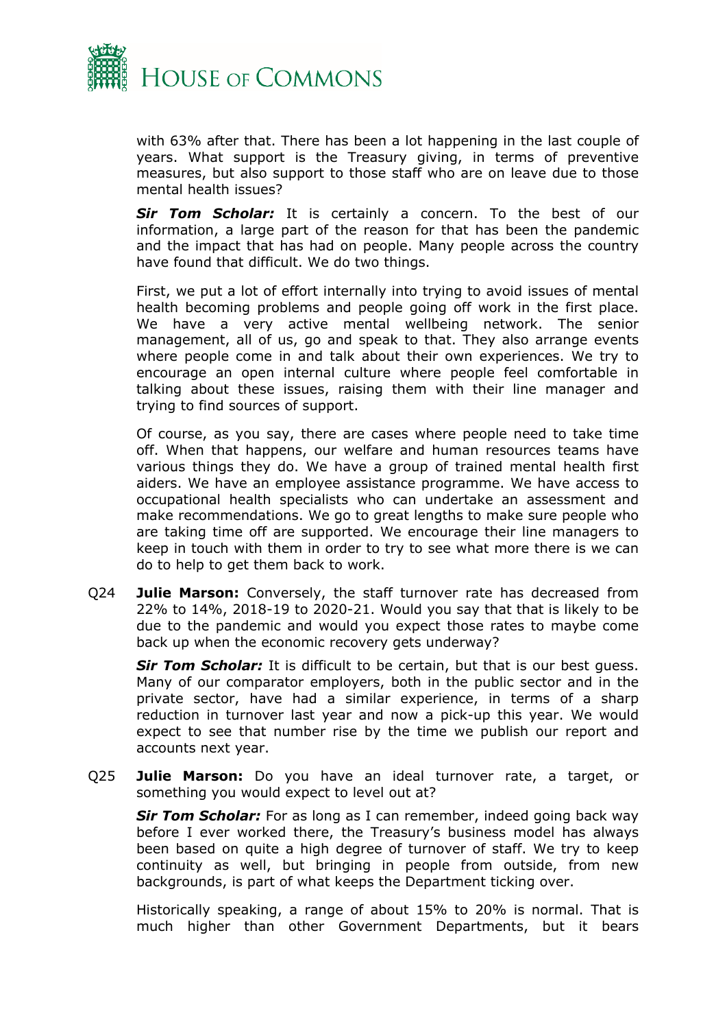with 63% after that. There has been a lot happening in the last couple of years. What support is the Treasury giving, in terms of preventive measures, but also support to those staff who are on leave due to those mental health issues?

***Sir Tom Scholar:*** It is certainly a concern. To the best of our information, a large part of the reason for that has been the pandemic and the impact that has had on people. Many people across the country have found that difficult. We do two things.

First, we put a lot of effort internally into trying to avoid issues of mental health becoming problems and people going off work in the first place. We have a very active mental wellbeing network. The senior management, all of us, go and speak to that. They also arrange events where people come in and talk about their own experiences. We try to encourage an open internal culture where people feel comfortable in talking about these issues, raising them with their line manager and trying to find sources of support.

Of course, as you say, there are cases where people need to take time off. When that happens, our welfare and human resources teams have various things they do. We have a group of trained mental health first aiders. We have an employee assistance programme. We have access to occupational health specialists who can undertake an assessment and make recommendations. We go to great lengths to make sure people who are taking time off are supported. We encourage their line managers to keep in touch with them in order to try to see what more there is we can do to help to get them back to work.

Q24 **Julie Marson:** Conversely, the staff turnover rate has decreased from 22% to 14%, 2018-19 to 2020-21. Would you say that that is likely to be due to the pandemic and would you expect those rates to maybe come back up when the economic recovery gets underway?

***Sir Tom Scholar:*** It is difficult to be certain, but that is our best guess. Many of our comparator employers, both in the public sector and in the private sector, have had a similar experience, in terms of a sharp reduction in turnover last year and now a pick-up this year. We would expect to see that number rise by the time we publish our report and accounts next year.

Q25 **Julie Marson:** Do you have an ideal turnover rate, a target, or something you would expect to level out at?

***Sir Tom Scholar:*** For as long as I can remember, indeed going back way before I ever worked there, the Treasury's business model has always been based on quite a high degree of turnover of staff. We try to keep continuity as well, but bringing in people from outside, from new backgrounds, is part of what keeps the Department ticking over.

Historically speaking, a range of about 15% to 20% is normal. That is much higher than other Government Departments, but it bears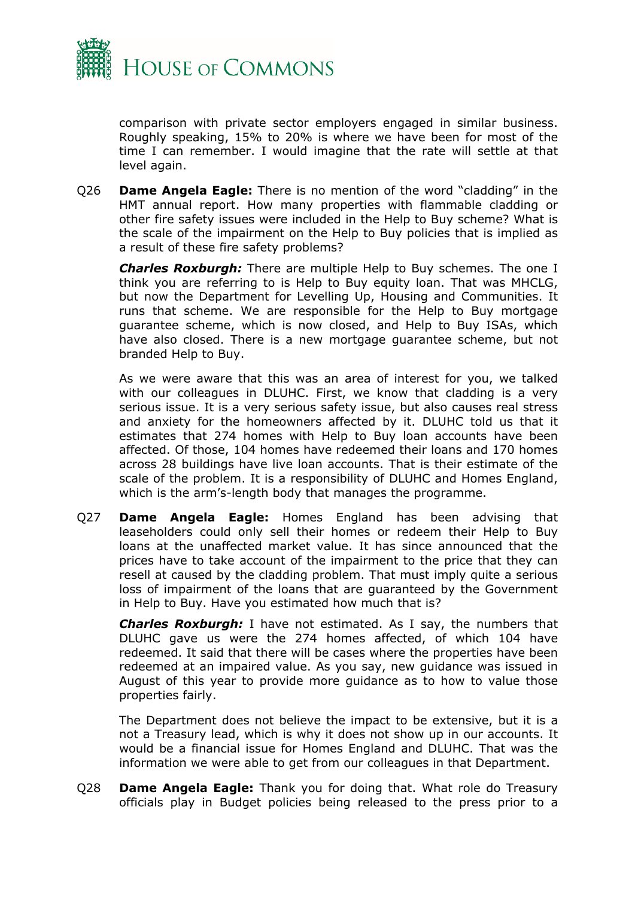comparison with private sector employers engaged in similar business. Roughly speaking, 15% to 20% is where we have been for most of the time I can remember. I would imagine that the rate will settle at that level again.

Q26 **Dame Angela Eagle:** There is no mention of the word "cladding" in the HMT annual report. How many properties with flammable cladding or other fire safety issues were included in the Help to Buy scheme? What is the scale of the impairment on the Help to Buy policies that is implied as a result of these fire safety problems?

***Charles Roxburgh:*** There are multiple Help to Buy schemes. The one I think you are referring to is Help to Buy equity loan. That was MHCLG, but now the Department for Levelling Up, Housing and Communities. It runs that scheme. We are responsible for the Help to Buy mortgage guarantee scheme, which is now closed, and Help to Buy ISAs, which have also closed. There is a new mortgage guarantee scheme, but not branded Help to Buy.

As we were aware that this was an area of interest for you, we talked with our colleagues in DLUHC. First, we know that cladding is a very serious issue. It is a very serious safety issue, but also causes real stress and anxiety for the homeowners affected by it. DLUHC told us that it estimates that 274 homes with Help to Buy loan accounts have been affected. Of those, 104 homes have redeemed their loans and 170 homes across 28 buildings have live loan accounts. That is their estimate of the scale of the problem. It is a responsibility of DLUHC and Homes England, which is the arm's-length body that manages the programme.

Q27 **Dame Angela Eagle:** Homes England has been advising that leaseholders could only sell their homes or redeem their Help to Buy loans at the unaffected market value. It has since announced that the prices have to take account of the impairment to the price that they can resell at caused by the cladding problem. That must imply quite a serious loss of impairment of the loans that are guaranteed by the Government in Help to Buy. Have you estimated how much that is?

***Charles Roxburgh:*** I have not estimated. As I say, the numbers that DLUHC gave us were the 274 homes affected, of which 104 have redeemed. It said that there will be cases where the properties have been redeemed at an impaired value. As you say, new guidance was issued in August of this year to provide more guidance as to how to value those properties fairly.

The Department does not believe the impact to be extensive, but it is a not a Treasury lead, which is why it does not show up in our accounts. It would be a financial issue for Homes England and DLUHC. That was the information we were able to get from our colleagues in that Department.

Q28 **Dame Angela Eagle:** Thank you for doing that. What role do Treasury officials play in Budget policies being released to the press prior to a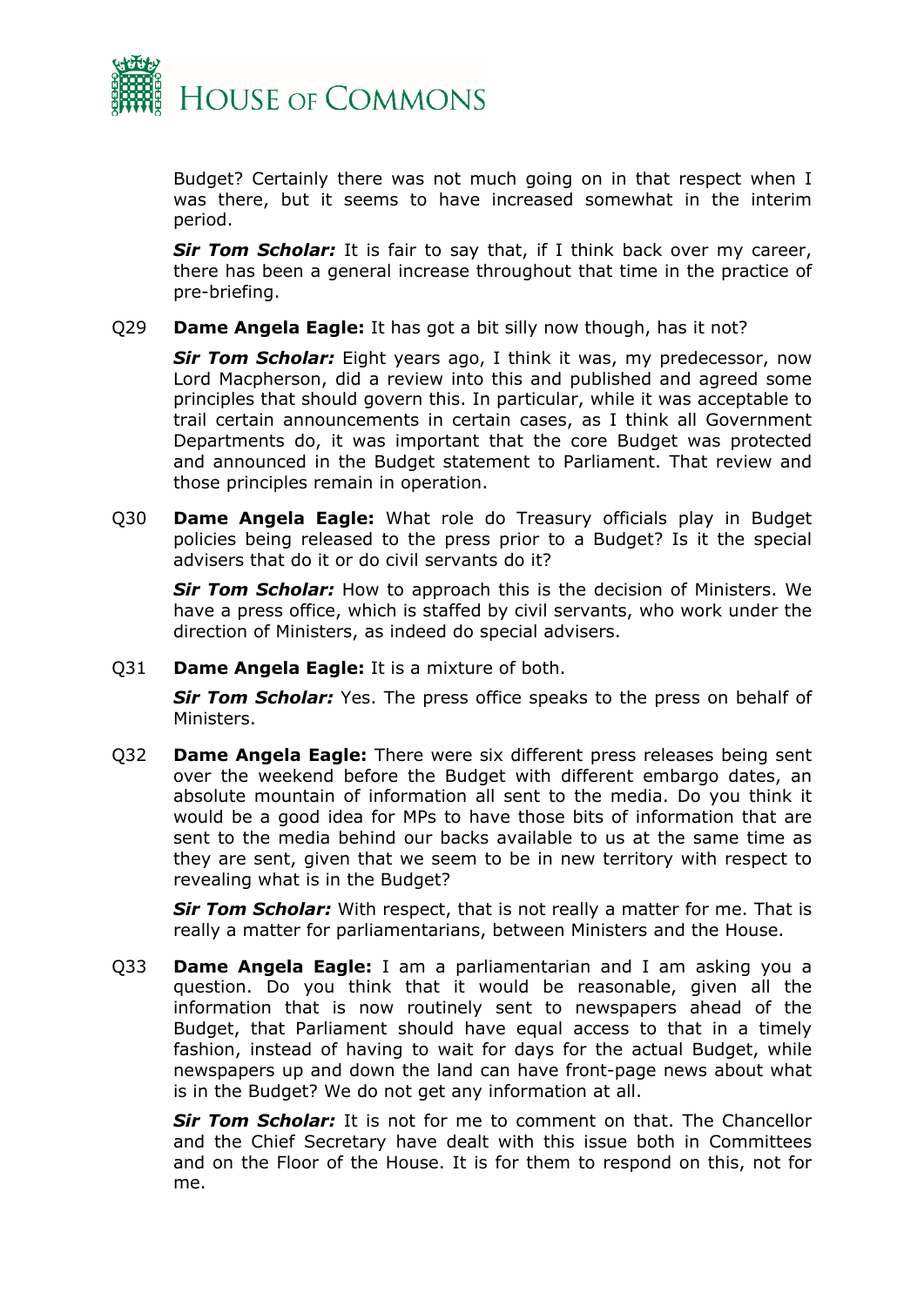Budget? Certainly there was not much going on in that respect when I was there, but it seems to have increased somewhat in the interim period.

***Sir Tom Scholar:*** It is fair to say that, if I think back over my career, there has been a general increase throughout that time in the practice of pre-briefing.

Q29 **Dame Angela Eagle:** It has got a bit silly now though, has it not?

***Sir Tom Scholar:*** Eight years ago, I think it was, my predecessor, now Lord Macpherson, did a review into this and published and agreed some principles that should govern this. In particular, while it was acceptable to trail certain announcements in certain cases, as I think all Government Departments do, it was important that the core Budget was protected and announced in the Budget statement to Parliament. That review and those principles remain in operation.

Q30 **Dame Angela Eagle:** What role do Treasury officials play in Budget policies being released to the press prior to a Budget? Is it the special advisers that do it or do civil servants do it?

***Sir Tom Scholar:*** How to approach this is the decision of Ministers. We have a press office, which is staffed by civil servants, who work under the direction of Ministers, as indeed do special advisers.

Q31 **Dame Angela Eagle:** It is a mixture of both.

***Sir Tom Scholar:*** Yes. The press office speaks to the press on behalf of Ministers.

Q32 **Dame Angela Eagle:** There were six different press releases being sent over the weekend before the Budget with different embargo dates, an absolute mountain of information all sent to the media. Do you think it would be a good idea for MPs to have those bits of information that are sent to the media behind our backs available to us at the same time as they are sent, given that we seem to be in new territory with respect to revealing what is in the Budget?

***Sir Tom Scholar:*** With respect, that is not really a matter for me. That is really a matter for parliamentarians, between Ministers and the House.

Q33 **Dame Angela Eagle:** I am a parliamentarian and I am asking you a question. Do you think that it would be reasonable, given all the information that is now routinely sent to newspapers ahead of the Budget, that Parliament should have equal access to that in a timely fashion, instead of having to wait for days for the actual Budget, while newspapers up and down the land can have front-page news about what is in the Budget? We do not get any information at all.

***Sir Tom Scholar:*** It is not for me to comment on that. The Chancellor and the Chief Secretary have dealt with this issue both in Committees and on the Floor of the House. It is for them to respond on this, not for me.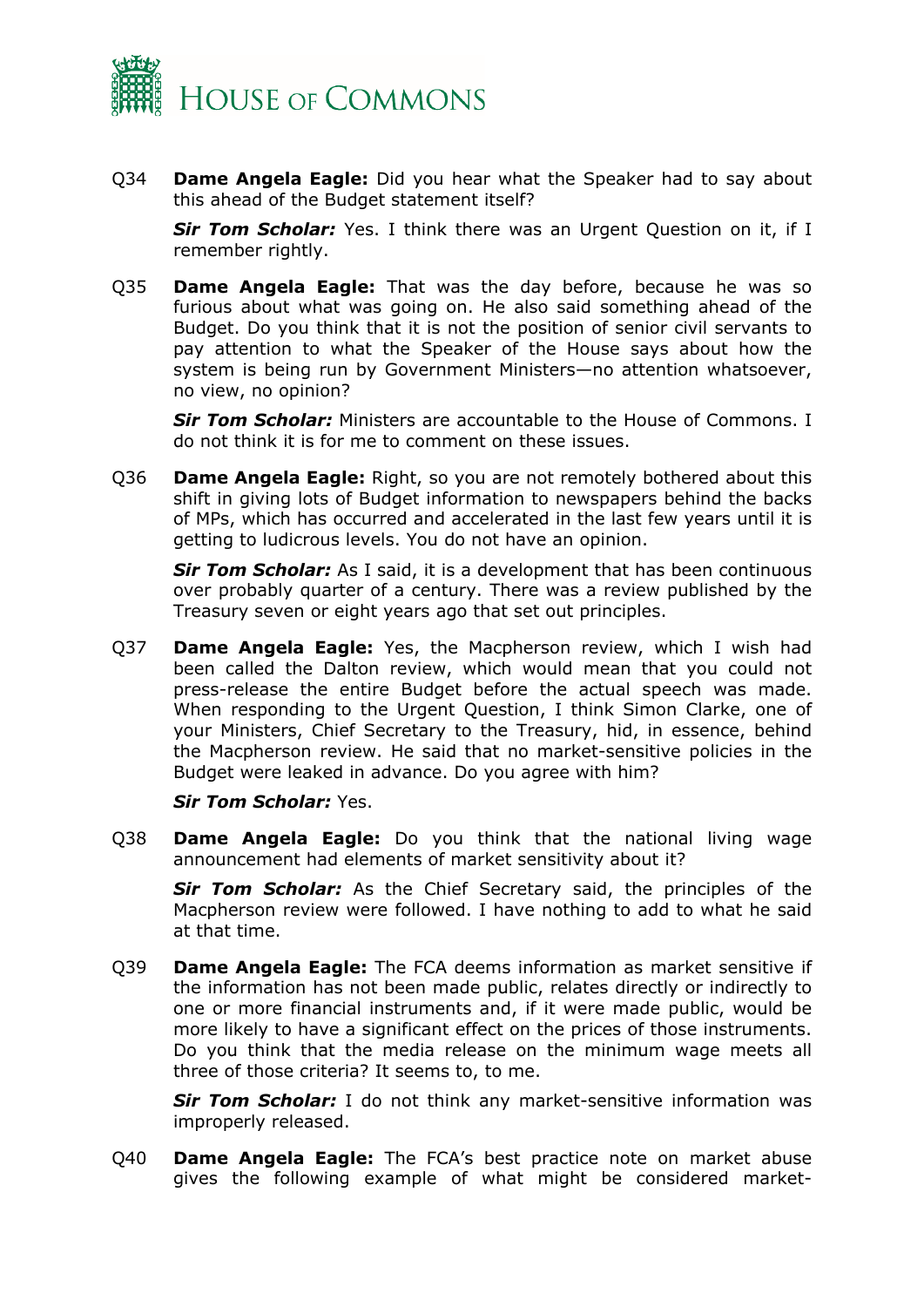Q34 **Dame Angela Eagle:** Did you hear what the Speaker had to say about this ahead of the Budget statement itself?

***Sir Tom Scholar:*** Yes. I think there was an Urgent Question on it, if I remember rightly.

Q35 **Dame Angela Eagle:** That was the day before, because he was so furious about what was going on. He also said something ahead of the Budget. Do you think that it is not the position of senior civil servants to pay attention to what the Speaker of the House says about how the system is being run by Government Ministers—no attention whatsoever, no view, no opinion?

***Sir Tom Scholar:*** Ministers are accountable to the House of Commons. I do not think it is for me to comment on these issues.

Q36 **Dame Angela Eagle:** Right, so you are not remotely bothered about this shift in giving lots of Budget information to newspapers behind the backs of MPs, which has occurred and accelerated in the last few years until it is getting to ludicrous levels. You do not have an opinion.

***Sir Tom Scholar:*** As I said, it is a development that has been continuous over probably quarter of a century. There was a review published by the Treasury seven or eight years ago that set out principles.

Q37 **Dame Angela Eagle:** Yes, the Macpherson review, which I wish had been called the Dalton review, which would mean that you could not press-release the entire Budget before the actual speech was made. When responding to the Urgent Question, I think Simon Clarke, one of your Ministers, Chief Secretary to the Treasury, hid, in essence, behind the Macpherson review. He said that no market-sensitive policies in the Budget were leaked in advance. Do you agree with him?

***Sir Tom Scholar:*** Yes.

Q38 **Dame Angela Eagle:** Do you think that the national living wage announcement had elements of market sensitivity about it?

***Sir Tom Scholar:*** As the Chief Secretary said, the principles of the Macpherson review were followed. I have nothing to add to what he said at that time.

Q39 **Dame Angela Eagle:** The FCA deems information as market sensitive if the information has not been made public, relates directly or indirectly to one or more financial instruments and, if it were made public, would be more likely to have a significant effect on the prices of those instruments. Do you think that the media release on the minimum wage meets all three of those criteria? It seems to, to me.

***Sir Tom Scholar:*** I do not think any market-sensitive information was improperly released.

Q40 **Dame Angela Eagle:** The FCA's best practice note on market abuse gives the following example of what might be considered market-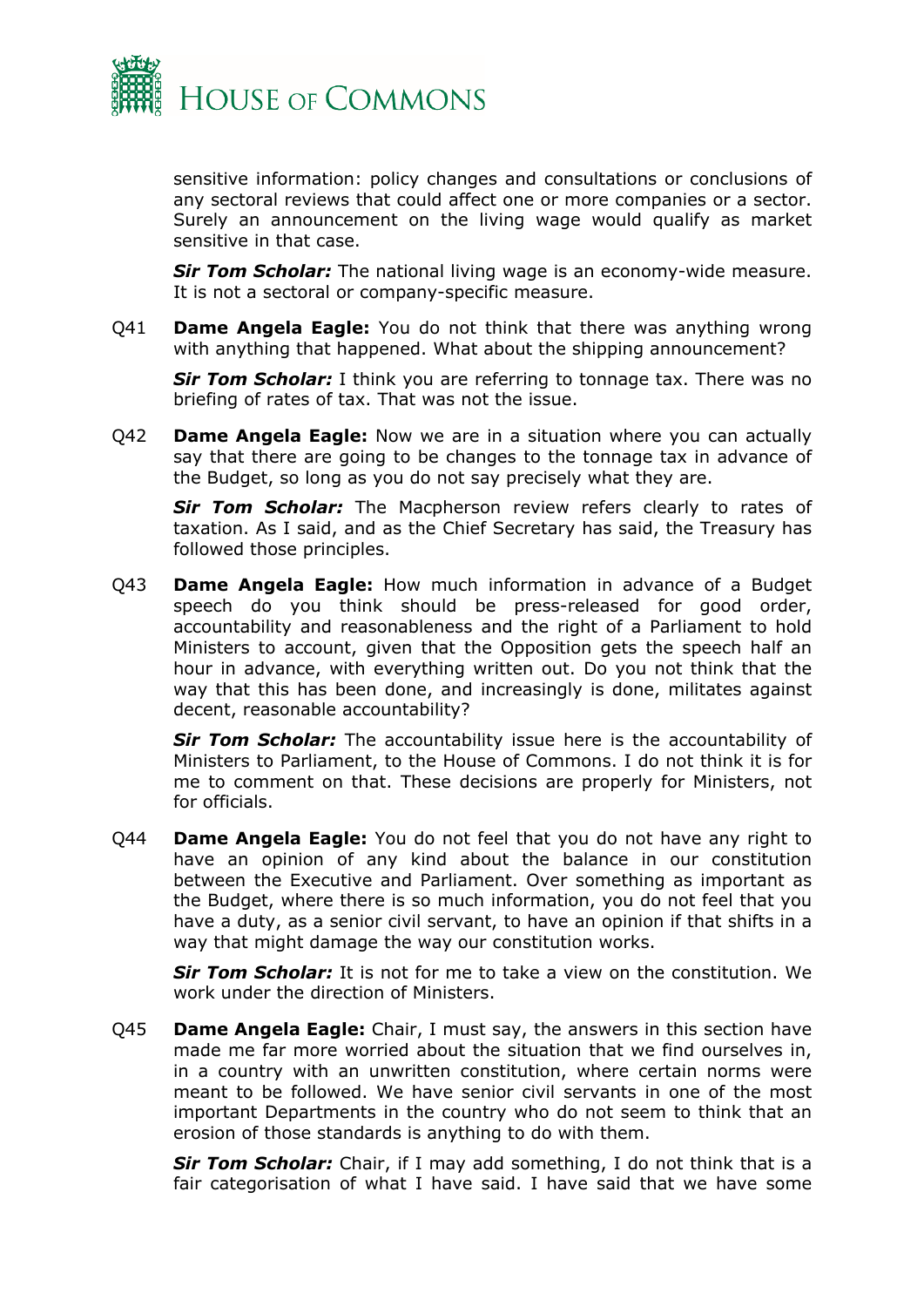sensitive information: policy changes and consultations or conclusions of any sectoral reviews that could affect one or more companies or a sector. Surely an announcement on the living wage would qualify as market sensitive in that case.

***Sir Tom Scholar:*** The national living wage is an economy-wide measure. It is not a sectoral or company-specific measure.

Q41 **Dame Angela Eagle:** You do not think that there was anything wrong with anything that happened. What about the shipping announcement?

***Sir Tom Scholar:*** I think you are referring to tonnage tax. There was no briefing of rates of tax. That was not the issue.

Q42 **Dame Angela Eagle:** Now we are in a situation where you can actually say that there are going to be changes to the tonnage tax in advance of the Budget, so long as you do not say precisely what they are.

***Sir Tom Scholar:*** The Macpherson review refers clearly to rates of taxation. As I said, and as the Chief Secretary has said, the Treasury has followed those principles.

Q43 **Dame Angela Eagle:** How much information in advance of a Budget speech do you think should be press-released for good order, accountability and reasonableness and the right of a Parliament to hold Ministers to account, given that the Opposition gets the speech half an hour in advance, with everything written out. Do you not think that the way that this has been done, and increasingly is done, militates against decent, reasonable accountability?

***Sir Tom Scholar:*** The accountability issue here is the accountability of Ministers to Parliament, to the House of Commons. I do not think it is for me to comment on that. These decisions are properly for Ministers, not for officials.

Q44 **Dame Angela Eagle:** You do not feel that you do not have any right to have an opinion of any kind about the balance in our constitution between the Executive and Parliament. Over something as important as the Budget, where there is so much information, you do not feel that you have a duty, as a senior civil servant, to have an opinion if that shifts in a way that might damage the way our constitution works.

***Sir Tom Scholar:*** It is not for me to take a view on the constitution. We work under the direction of Ministers.

Q45 **Dame Angela Eagle:** Chair, I must say, the answers in this section have made me far more worried about the situation that we find ourselves in, in a country with an unwritten constitution, where certain norms were meant to be followed. We have senior civil servants in one of the most important Departments in the country who do not seem to think that an erosion of those standards is anything to do with them.

***Sir Tom Scholar:*** Chair, if I may add something, I do not think that is a fair categorisation of what I have said. I have said that we have some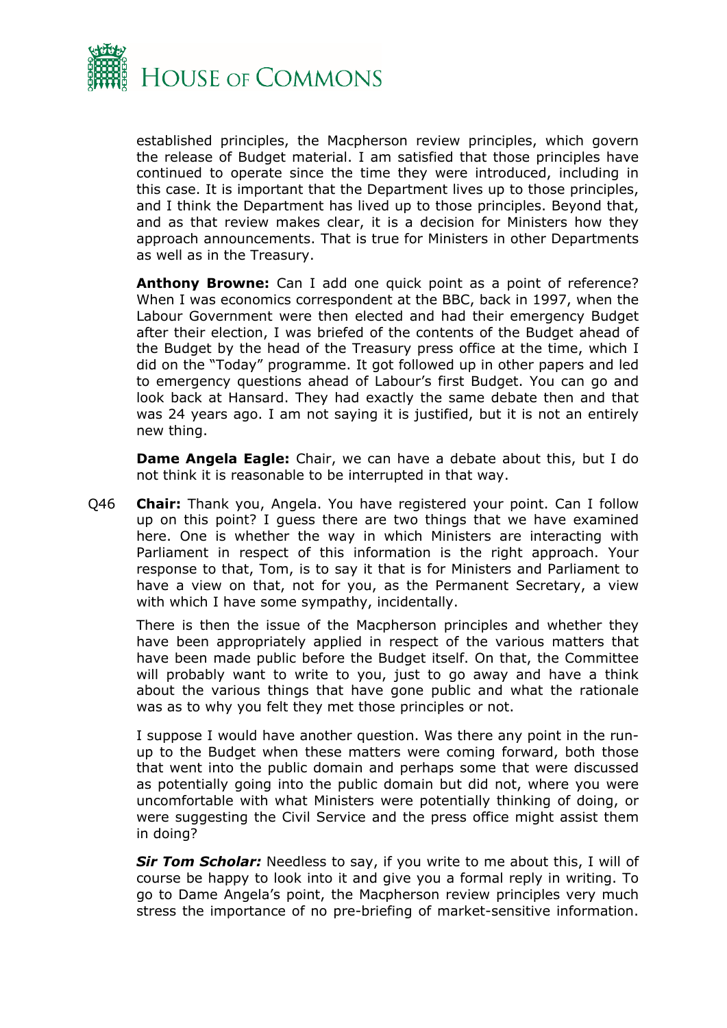established principles, the Macpherson review principles, which govern the release of Budget material. I am satisfied that those principles have continued to operate since the time they were introduced, including in this case. It is important that the Department lives up to those principles, and I think the Department has lived up to those principles. Beyond that, and as that review makes clear, it is a decision for Ministers how they approach announcements. That is true for Ministers in other Departments as well as in the Treasury.

**Anthony Browne:** Can I add one quick point as a point of reference? When I was economics correspondent at the BBC, back in 1997, when the Labour Government were then elected and had their emergency Budget after their election, I was briefed of the contents of the Budget ahead of the Budget by the head of the Treasury press office at the time, which I did on the "Today" programme. It got followed up in other papers and led to emergency questions ahead of Labour's first Budget. You can go and look back at Hansard. They had exactly the same debate then and that was 24 years ago. I am not saying it is justified, but it is not an entirely new thing.

**Dame Angela Eagle:** Chair, we can have a debate about this, but I do not think it is reasonable to be interrupted in that way.

Q46 **Chair:** Thank you, Angela. You have registered your point. Can I follow up on this point? I guess there are two things that we have examined here. One is whether the way in which Ministers are interacting with Parliament in respect of this information is the right approach. Your response to that, Tom, is to say it that is for Ministers and Parliament to have a view on that, not for you, as the Permanent Secretary, a view with which I have some sympathy, incidentally.

There is then the issue of the Macpherson principles and whether they have been appropriately applied in respect of the various matters that have been made public before the Budget itself. On that, the Committee will probably want to write to you, just to go away and have a think about the various things that have gone public and what the rationale was as to why you felt they met those principles or not.

I suppose I would have another question. Was there any point in the run-up to the Budget when these matters were coming forward, both those that went into the public domain and perhaps some that were discussed as potentially going into the public domain but did not, where you were uncomfortable with what Ministers were potentially thinking of doing, or were suggesting the Civil Service and the press office might assist them in doing?

***Sir Tom Scholar:*** Needless to say, if you write to me about this, I will of course be happy to look into it and give you a formal reply in writing. To go to Dame Angela's point, the Macpherson review principles very much stress the importance of no pre-briefing of market-sensitive information.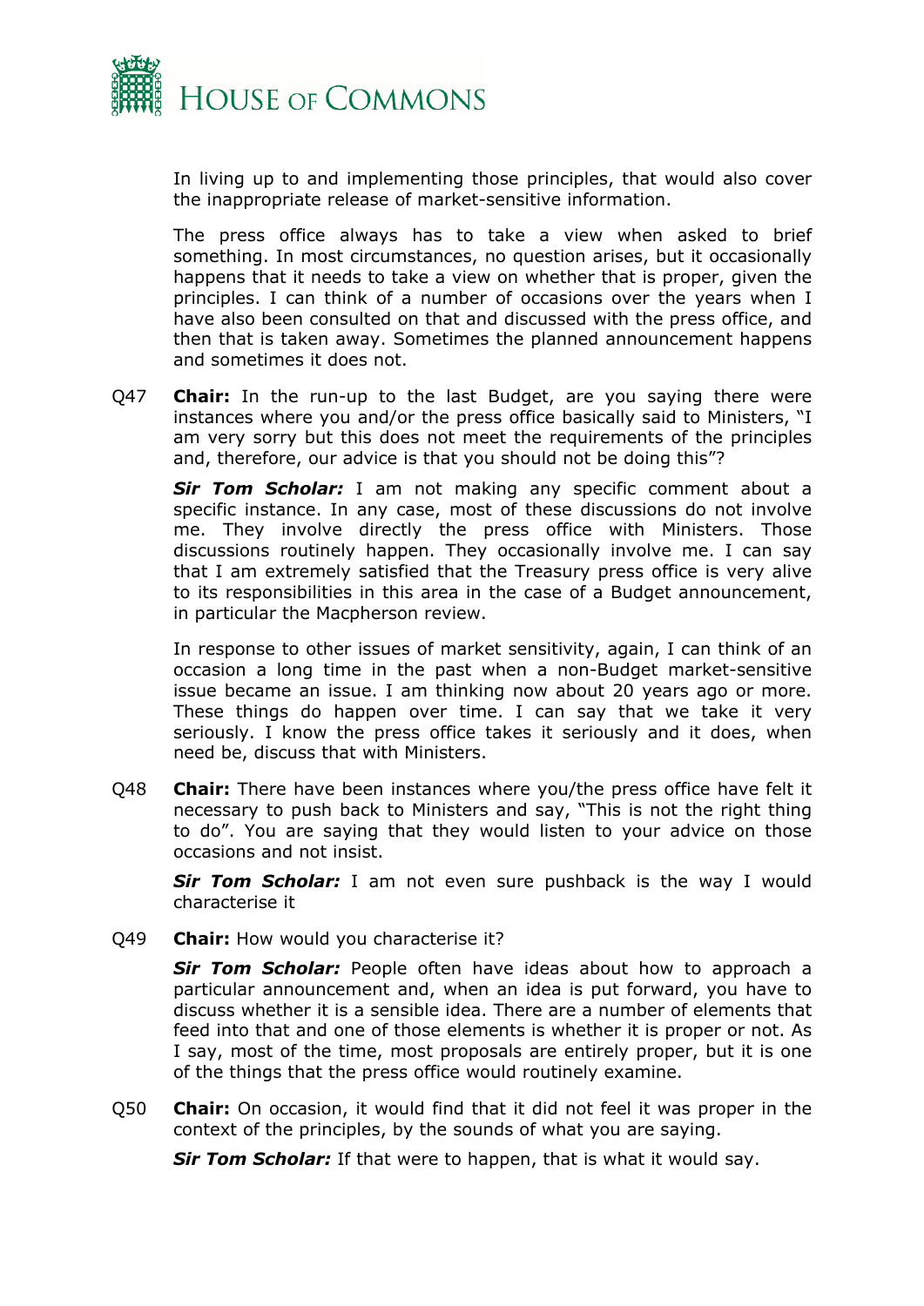In living up to and implementing those principles, that would also cover the inappropriate release of market-sensitive information.

The press office always has to take a view when asked to brief something. In most circumstances, no question arises, but it occasionally happens that it needs to take a view on whether that is proper, given the principles. I can think of a number of occasions over the years when I have also been consulted on that and discussed with the press office, and then that is taken away. Sometimes the planned announcement happens and sometimes it does not.

Q47 **Chair:** In the run-up to the last Budget, are you saying there were instances where you and/or the press office basically said to Ministers, "I am very sorry but this does not meet the requirements of the principles and, therefore, our advice is that you should not be doing this"?

***Sir Tom Scholar:*** I am not making any specific comment about a specific instance. In any case, most of these discussions do not involve me. They involve directly the press office with Ministers. Those discussions routinely happen. They occasionally involve me. I can say that I am extremely satisfied that the Treasury press office is very alive to its responsibilities in this area in the case of a Budget announcement, in particular the Macpherson review.

In response to other issues of market sensitivity, again, I can think of an occasion a long time in the past when a non-Budget market-sensitive issue became an issue. I am thinking now about 20 years ago or more. These things do happen over time. I can say that we take it very seriously. I know the press office takes it seriously and it does, when need be, discuss that with Ministers.

Q48 **Chair:** There have been instances where you/the press office have felt it necessary to push back to Ministers and say, "This is not the right thing to do". You are saying that they would listen to your advice on those occasions and not insist.

***Sir Tom Scholar:*** I am not even sure pushback is the way I would characterise it

Q49 **Chair:** How would you characterise it?

***Sir Tom Scholar:*** People often have ideas about how to approach a particular announcement and, when an idea is put forward, you have to discuss whether it is a sensible idea. There are a number of elements that feed into that and one of those elements is whether it is proper or not. As I say, most of the time, most proposals are entirely proper, but it is one of the things that the press office would routinely examine.

Q50 **Chair:** On occasion, it would find that it did not feel it was proper in the context of the principles, by the sounds of what you are saying.

***Sir Tom Scholar:*** If that were to happen, that is what it would say.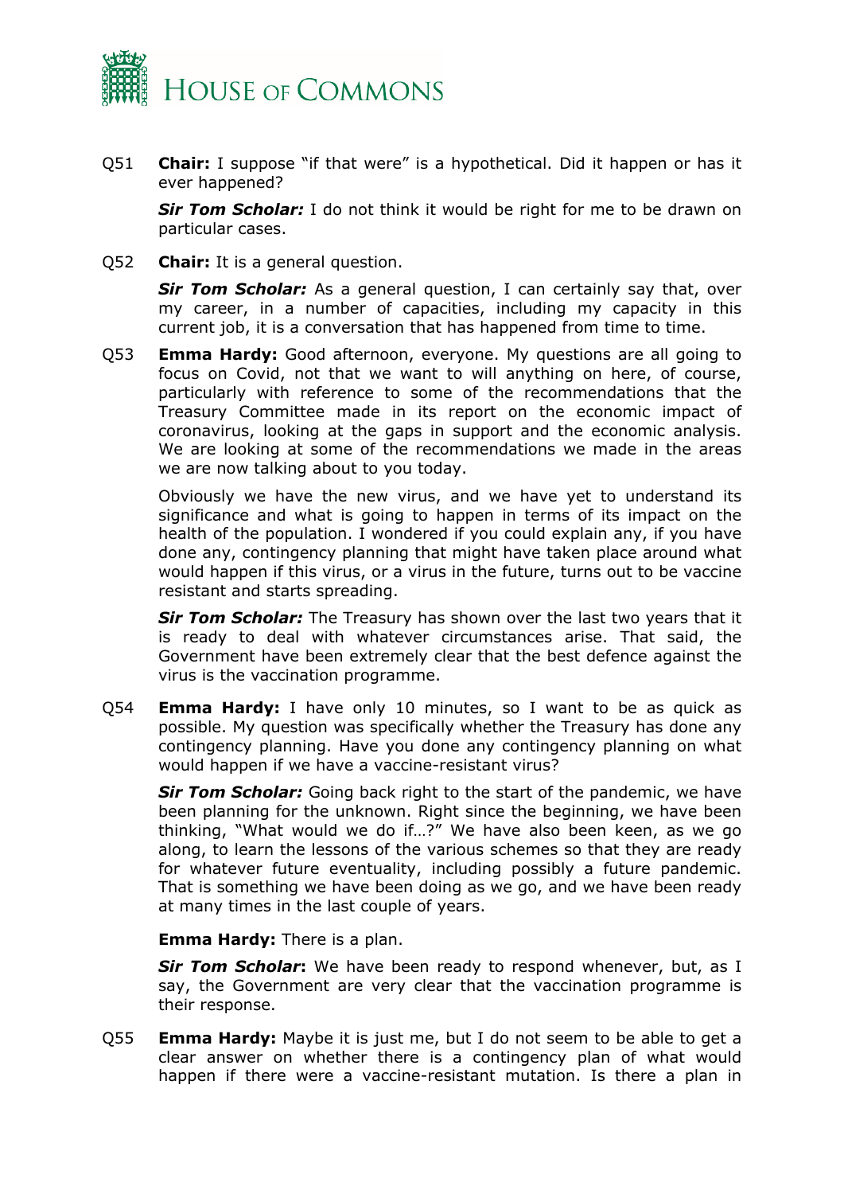Q51 **Chair:** I suppose "if that were" is a hypothetical. Did it happen or has it ever happened?

***Sir Tom Scholar:*** I do not think it would be right for me to be drawn on particular cases.

Q52 **Chair:** It is a general question.

***Sir Tom Scholar:*** As a general question, I can certainly say that, over my career, in a number of capacities, including my capacity in this current job, it is a conversation that has happened from time to time.

Q53 **Emma Hardy:** Good afternoon, everyone. My questions are all going to focus on Covid, not that we want to will anything on here, of course, particularly with reference to some of the recommendations that the Treasury Committee made in its report on the economic impact of coronavirus, looking at the gaps in support and the economic analysis. We are looking at some of the recommendations we made in the areas we are now talking about to you today.

Obviously we have the new virus, and we have yet to understand its significance and what is going to happen in terms of its impact on the health of the population. I wondered if you could explain any, if you have done any, contingency planning that might have taken place around what would happen if this virus, or a virus in the future, turns out to be vaccine resistant and starts spreading.

***Sir Tom Scholar:*** The Treasury has shown over the last two years that it is ready to deal with whatever circumstances arise. That said, the Government have been extremely clear that the best defence against the virus is the vaccination programme.

Q54 **Emma Hardy:** I have only 10 minutes, so I want to be as quick as possible. My question was specifically whether the Treasury has done any contingency planning. Have you done any contingency planning on what would happen if we have a vaccine-resistant virus?

***Sir Tom Scholar:*** Going back right to the start of the pandemic, we have been planning for the unknown. Right since the beginning, we have been thinking, "What would we do if…?" We have also been keen, as we go along, to learn the lessons of the various schemes so that they are ready for whatever future eventuality, including possibly a future pandemic. That is something we have been doing as we go, and we have been ready at many times in the last couple of years.

**Emma Hardy:** There is a plan.

***Sir Tom Scholar*:** We have been ready to respond whenever, but, as I say, the Government are very clear that the vaccination programme is their response.

Q55 **Emma Hardy:** Maybe it is just me, but I do not seem to be able to get a clear answer on whether there is a contingency plan of what would happen if there were a vaccine-resistant mutation. Is there a plan in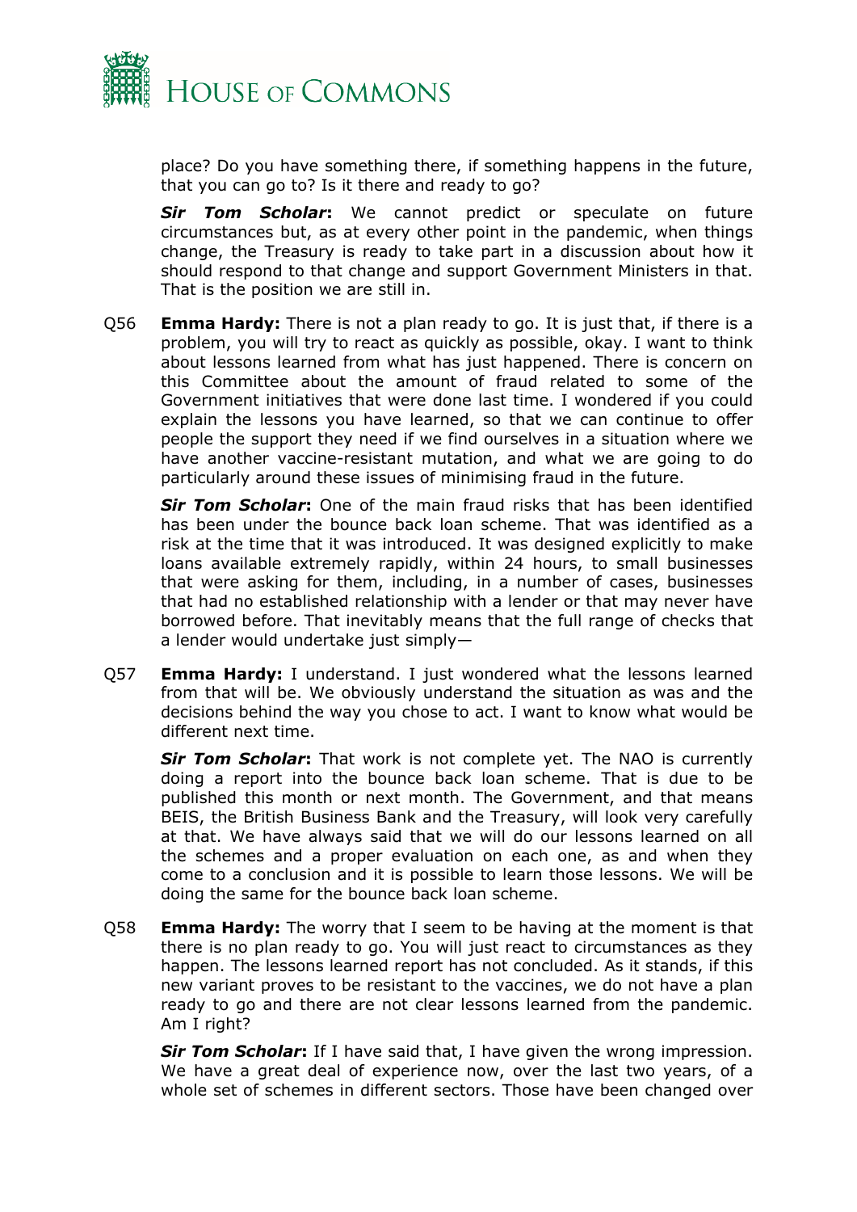place? Do you have something there, if something happens in the future, that you can go to? Is it there and ready to go?

***Sir Tom Scholar*:** We cannot predict or speculate on future circumstances but, as at every other point in the pandemic, when things change, the Treasury is ready to take part in a discussion about how it should respond to that change and support Government Ministers in that. That is the position we are still in.

Q56 **Emma Hardy:** There is not a plan ready to go. It is just that, if there is a problem, you will try to react as quickly as possible, okay. I want to think about lessons learned from what has just happened. There is concern on this Committee about the amount of fraud related to some of the Government initiatives that were done last time. I wondered if you could explain the lessons you have learned, so that we can continue to offer people the support they need if we find ourselves in a situation where we have another vaccine-resistant mutation, and what we are going to do particularly around these issues of minimising fraud in the future.

***Sir Tom Scholar*:** One of the main fraud risks that has been identified has been under the bounce back loan scheme. That was identified as a risk at the time that it was introduced. It was designed explicitly to make loans available extremely rapidly, within 24 hours, to small businesses that were asking for them, including, in a number of cases, businesses that had no established relationship with a lender or that may never have borrowed before. That inevitably means that the full range of checks that a lender would undertake just simply—

Q57 **Emma Hardy:** I understand. I just wondered what the lessons learned from that will be. We obviously understand the situation as was and the decisions behind the way you chose to act. I want to know what would be different next time.

***Sir Tom Scholar*:** That work is not complete yet. The NAO is currently doing a report into the bounce back loan scheme. That is due to be published this month or next month. The Government, and that means BEIS, the British Business Bank and the Treasury, will look very carefully at that. We have always said that we will do our lessons learned on all the schemes and a proper evaluation on each one, as and when they come to a conclusion and it is possible to learn those lessons. We will be doing the same for the bounce back loan scheme.

Q58 **Emma Hardy:** The worry that I seem to be having at the moment is that there is no plan ready to go. You will just react to circumstances as they happen. The lessons learned report has not concluded. As it stands, if this new variant proves to be resistant to the vaccines, we do not have a plan ready to go and there are not clear lessons learned from the pandemic. Am I right?

***Sir Tom Scholar*:** If I have said that, I have given the wrong impression. We have a great deal of experience now, over the last two years, of a whole set of schemes in different sectors. Those have been changed over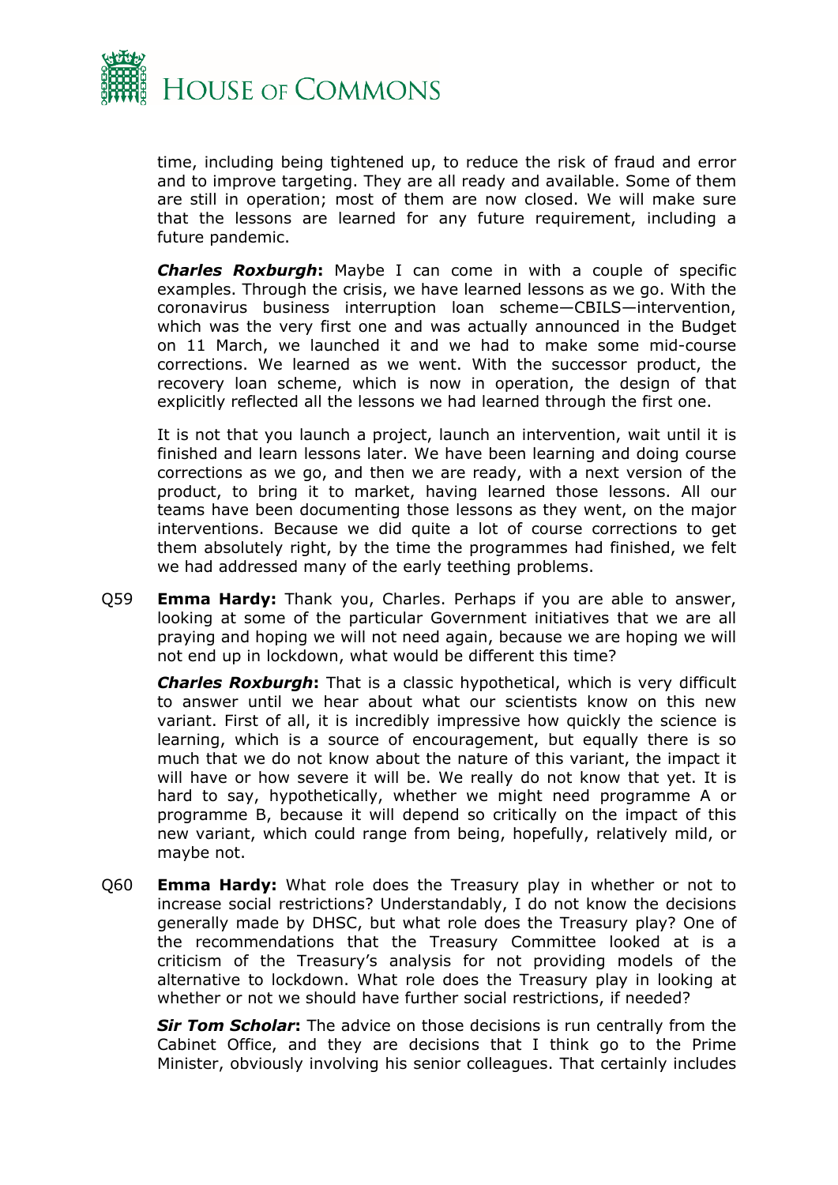time, including being tightened up, to reduce the risk of fraud and error and to improve targeting. They are all ready and available. Some of them are still in operation; most of them are now closed. We will make sure that the lessons are learned for any future requirement, including a future pandemic.

***Charles Roxburgh*:** Maybe I can come in with a couple of specific examples. Through the crisis, we have learned lessons as we go. With the coronavirus business interruption loan scheme—CBILS—intervention, which was the very first one and was actually announced in the Budget on 11 March, we launched it and we had to make some mid-course corrections. We learned as we went. With the successor product, the recovery loan scheme, which is now in operation, the design of that explicitly reflected all the lessons we had learned through the first one.

It is not that you launch a project, launch an intervention, wait until it is finished and learn lessons later. We have been learning and doing course corrections as we go, and then we are ready, with a next version of the product, to bring it to market, having learned those lessons. All our teams have been documenting those lessons as they went, on the major interventions. Because we did quite a lot of course corrections to get them absolutely right, by the time the programmes had finished, we felt we had addressed many of the early teething problems.

Q59 **Emma Hardy:** Thank you, Charles. Perhaps if you are able to answer, looking at some of the particular Government initiatives that we are all praying and hoping we will not need again, because we are hoping we will not end up in lockdown, what would be different this time?

***Charles Roxburgh*:** That is a classic hypothetical, which is very difficult to answer until we hear about what our scientists know on this new variant. First of all, it is incredibly impressive how quickly the science is learning, which is a source of encouragement, but equally there is so much that we do not know about the nature of this variant, the impact it will have or how severe it will be. We really do not know that yet. It is hard to say, hypothetically, whether we might need programme A or programme B, because it will depend so critically on the impact of this new variant, which could range from being, hopefully, relatively mild, or maybe not.

Q60 **Emma Hardy:** What role does the Treasury play in whether or not to increase social restrictions? Understandably, I do not know the decisions generally made by DHSC, but what role does the Treasury play? One of the recommendations that the Treasury Committee looked at is a criticism of the Treasury's analysis for not providing models of the alternative to lockdown. What role does the Treasury play in looking at whether or not we should have further social restrictions, if needed?

***Sir Tom Scholar*:** The advice on those decisions is run centrally from the Cabinet Office, and they are decisions that I think go to the Prime Minister, obviously involving his senior colleagues. That certainly includes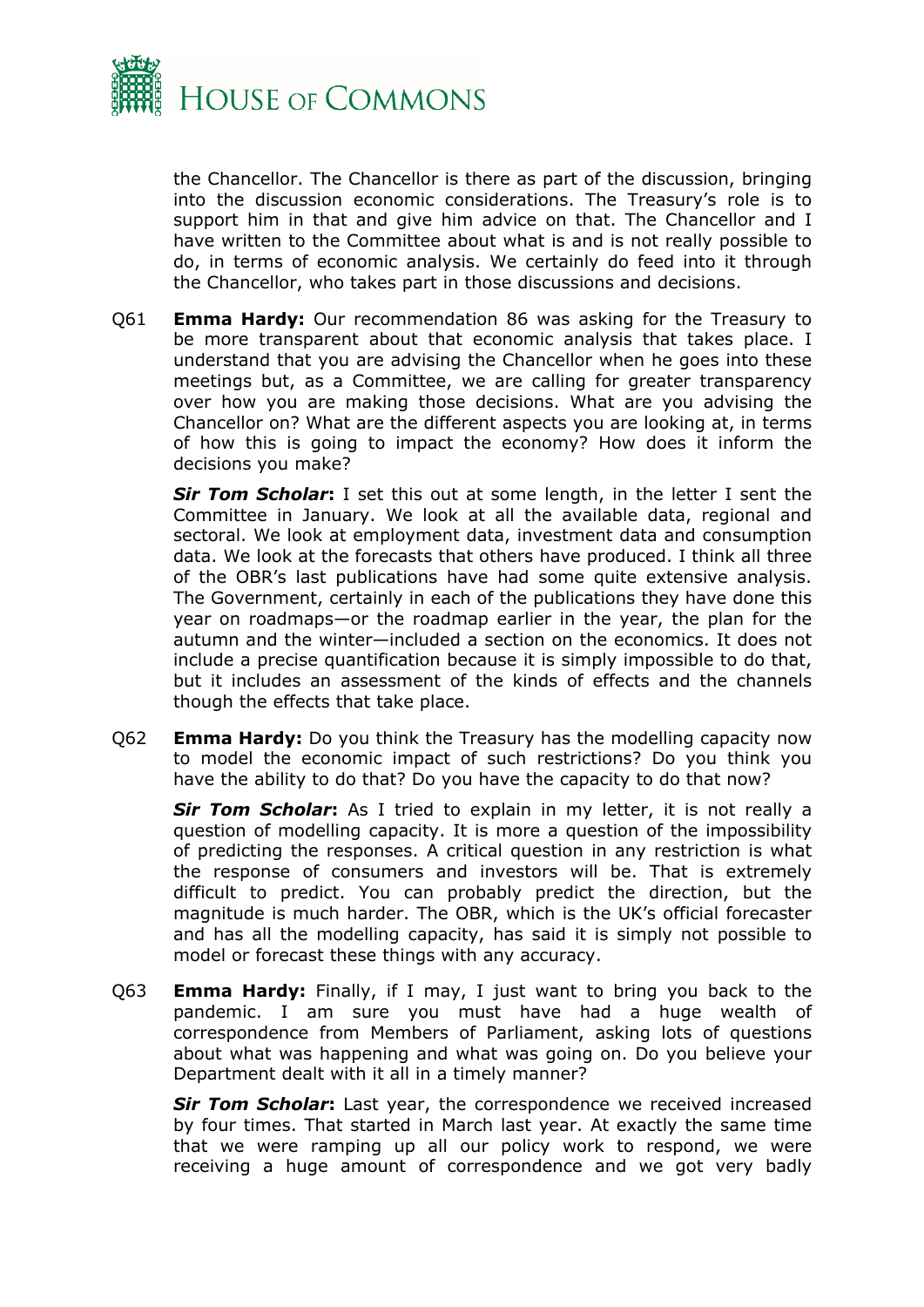the Chancellor. The Chancellor is there as part of the discussion, bringing into the discussion economic considerations. The Treasury's role is to support him in that and give him advice on that. The Chancellor and I have written to the Committee about what is and is not really possible to do, in terms of economic analysis. We certainly do feed into it through the Chancellor, who takes part in those discussions and decisions.

Q61 **Emma Hardy:** Our recommendation 86 was asking for the Treasury to be more transparent about that economic analysis that takes place. I understand that you are advising the Chancellor when he goes into these meetings but, as a Committee, we are calling for greater transparency over how you are making those decisions. What are you advising the Chancellor on? What are the different aspects you are looking at, in terms of how this is going to impact the economy? How does it inform the decisions you make?

***Sir Tom Scholar*****:** I set this out at some length, in the letter I sent the Committee in January. We look at all the available data, regional and sectoral. We look at employment data, investment data and consumption data. We look at the forecasts that others have produced. I think all three of the OBR's last publications have had some quite extensive analysis. The Government, certainly in each of the publications they have done this year on roadmaps—or the roadmap earlier in the year, the plan for the autumn and the winter—included a section on the economics. It does not include a precise quantification because it is simply impossible to do that, but it includes an assessment of the kinds of effects and the channels though the effects that take place.

Q62 **Emma Hardy:** Do you think the Treasury has the modelling capacity now to model the economic impact of such restrictions? Do you think you have the ability to do that? Do you have the capacity to do that now?

***Sir Tom Scholar*****:** As I tried to explain in my letter, it is not really a question of modelling capacity. It is more a question of the impossibility of predicting the responses. A critical question in any restriction is what the response of consumers and investors will be. That is extremely difficult to predict. You can probably predict the direction, but the magnitude is much harder. The OBR, which is the UK's official forecaster and has all the modelling capacity, has said it is simply not possible to model or forecast these things with any accuracy.

Q63 **Emma Hardy:** Finally, if I may, I just want to bring you back to the pandemic. I am sure you must have had a huge wealth of correspondence from Members of Parliament, asking lots of questions about what was happening and what was going on. Do you believe your Department dealt with it all in a timely manner?

***Sir Tom Scholar*****:** Last year, the correspondence we received increased by four times. That started in March last year. At exactly the same time that we were ramping up all our policy work to respond, we were receiving a huge amount of correspondence and we got very badly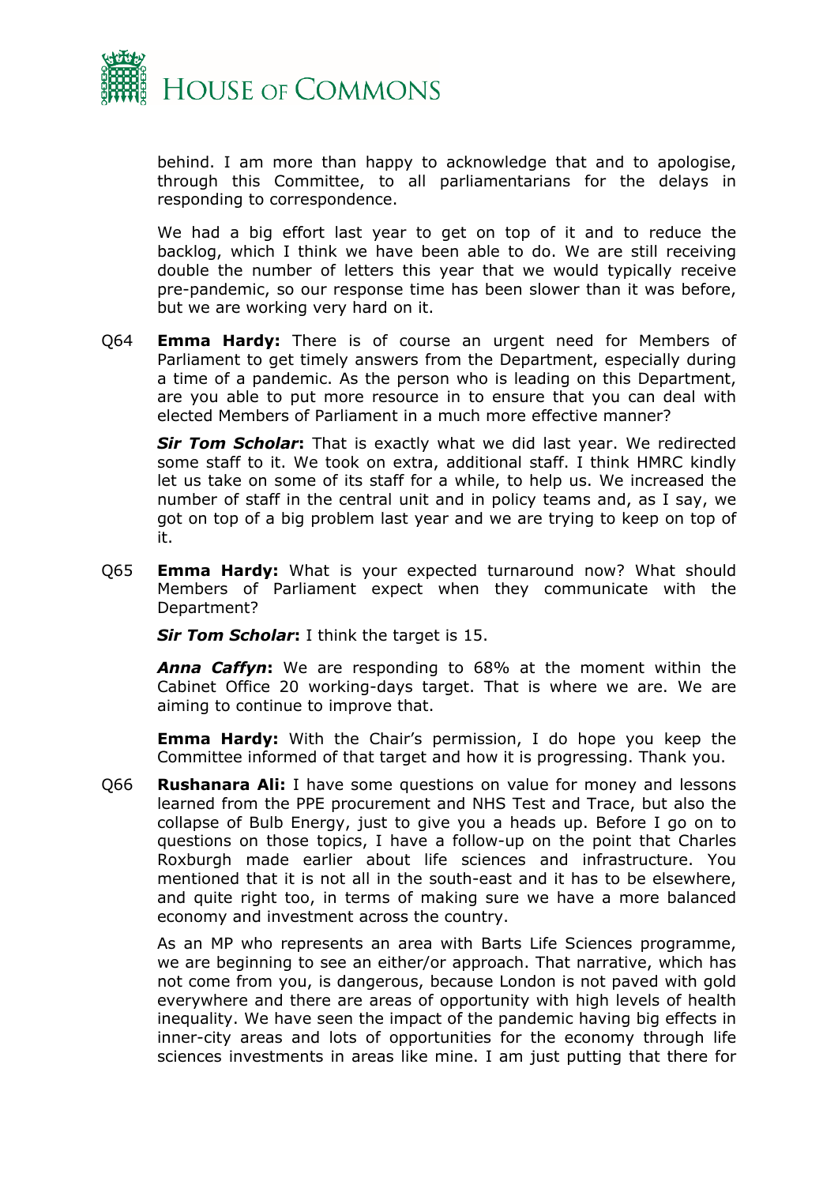behind. I am more than happy to acknowledge that and to apologise, through this Committee, to all parliamentarians for the delays in responding to correspondence.

We had a big effort last year to get on top of it and to reduce the backlog, which I think we have been able to do. We are still receiving double the number of letters this year that we would typically receive pre-pandemic, so our response time has been slower than it was before, but we are working very hard on it.

Q64 **Emma Hardy:** There is of course an urgent need for Members of Parliament to get timely answers from the Department, especially during a time of a pandemic. As the person who is leading on this Department, are you able to put more resource in to ensure that you can deal with elected Members of Parliament in a much more effective manner?

***Sir Tom Scholar*:** That is exactly what we did last year. We redirected some staff to it. We took on extra, additional staff. I think HMRC kindly let us take on some of its staff for a while, to help us. We increased the number of staff in the central unit and in policy teams and, as I say, we got on top of a big problem last year and we are trying to keep on top of it.

Q65 **Emma Hardy:** What is your expected turnaround now? What should Members of Parliament expect when they communicate with the Department?

***Sir Tom Scholar*:** I think the target is 15.

***Anna Caffyn*:** We are responding to 68% at the moment within the Cabinet Office 20 working-days target. That is where we are. We are aiming to continue to improve that.

**Emma Hardy:** With the Chair's permission, I do hope you keep the Committee informed of that target and how it is progressing. Thank you.

Q66 **Rushanara Ali:** I have some questions on value for money and lessons learned from the PPE procurement and NHS Test and Trace, but also the collapse of Bulb Energy, just to give you a heads up. Before I go on to questions on those topics, I have a follow-up on the point that Charles Roxburgh made earlier about life sciences and infrastructure. You mentioned that it is not all in the south-east and it has to be elsewhere, and quite right too, in terms of making sure we have a more balanced economy and investment across the country.

As an MP who represents an area with Barts Life Sciences programme, we are beginning to see an either/or approach. That narrative, which has not come from you, is dangerous, because London is not paved with gold everywhere and there are areas of opportunity with high levels of health inequality. We have seen the impact of the pandemic having big effects in inner-city areas and lots of opportunities for the economy through life sciences investments in areas like mine. I am just putting that there for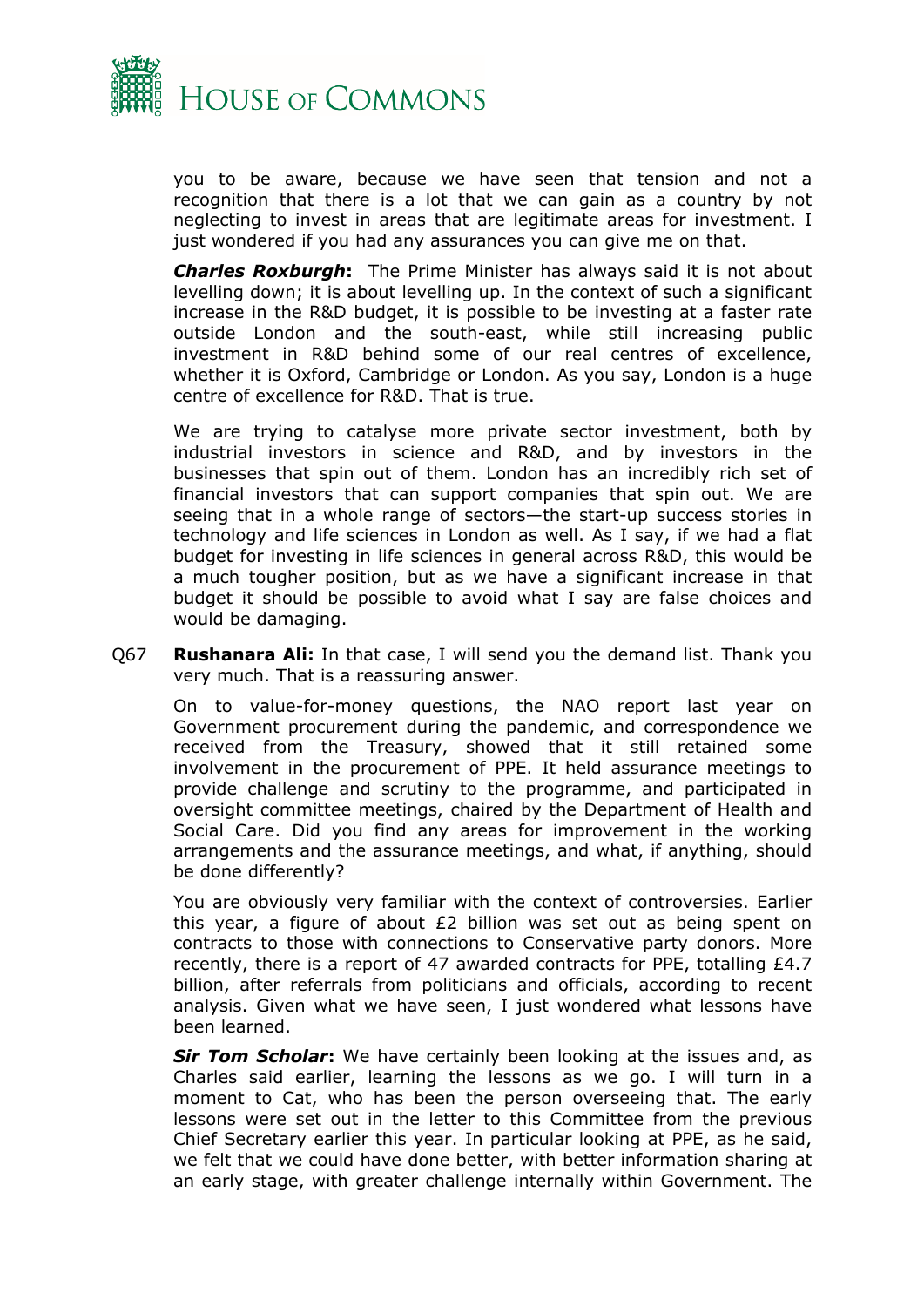you to be aware, because we have seen that tension and not a recognition that there is a lot that we can gain as a country by not neglecting to invest in areas that are legitimate areas for investment. I just wondered if you had any assurances you can give me on that.

***Charles Roxburgh*:** The Prime Minister has always said it is not about levelling down; it is about levelling up. In the context of such a significant increase in the R&D budget, it is possible to be investing at a faster rate outside London and the south-east, while still increasing public investment in R&D behind some of our real centres of excellence, whether it is Oxford, Cambridge or London. As you say, London is a huge centre of excellence for R&D. That is true.

We are trying to catalyse more private sector investment, both by industrial investors in science and R&D, and by investors in the businesses that spin out of them. London has an incredibly rich set of financial investors that can support companies that spin out. We are seeing that in a whole range of sectors—the start-up success stories in technology and life sciences in London as well. As I say, if we had a flat budget for investing in life sciences in general across R&D, this would be a much tougher position, but as we have a significant increase in that budget it should be possible to avoid what I say are false choices and would be damaging.

Q67 **Rushanara Ali:** In that case, I will send you the demand list. Thank you very much. That is a reassuring answer.

On to value-for-money questions, the NAO report last year on Government procurement during the pandemic, and correspondence we received from the Treasury, showed that it still retained some involvement in the procurement of PPE. It held assurance meetings to provide challenge and scrutiny to the programme, and participated in oversight committee meetings, chaired by the Department of Health and Social Care. Did you find any areas for improvement in the working arrangements and the assurance meetings, and what, if anything, should be done differently?

You are obviously very familiar with the context of controversies. Earlier this year, a figure of about £2 billion was set out as being spent on contracts to those with connections to Conservative party donors. More recently, there is a report of 47 awarded contracts for PPE, totalling £4.7 billion, after referrals from politicians and officials, according to recent analysis. Given what we have seen, I just wondered what lessons have been learned.

***Sir Tom Scholar*:** We have certainly been looking at the issues and, as Charles said earlier, learning the lessons as we go. I will turn in a moment to Cat, who has been the person overseeing that. The early lessons were set out in the letter to this Committee from the previous Chief Secretary earlier this year. In particular looking at PPE, as he said, we felt that we could have done better, with better information sharing at an early stage, with greater challenge internally within Government. The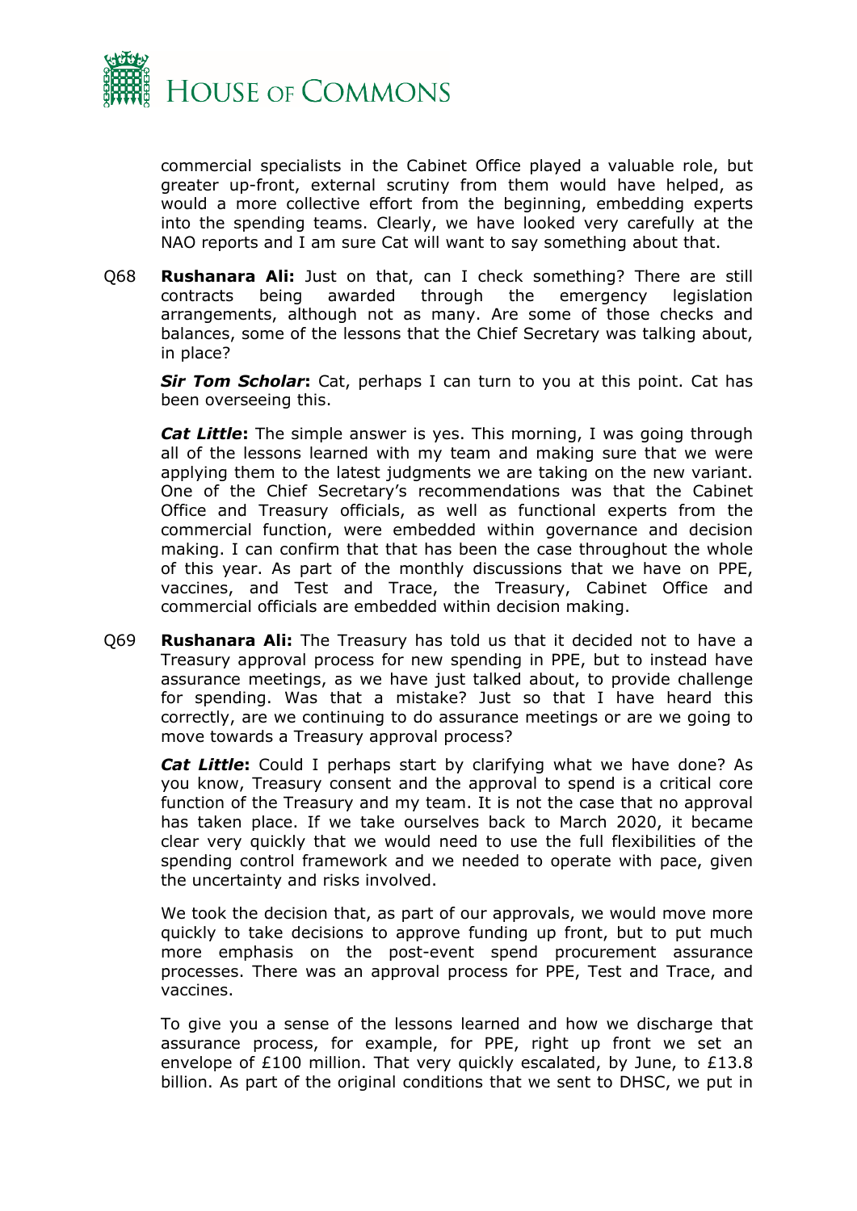commercial specialists in the Cabinet Office played a valuable role, but greater up-front, external scrutiny from them would have helped, as would a more collective effort from the beginning, embedding experts into the spending teams. Clearly, we have looked very carefully at the NAO reports and I am sure Cat will want to say something about that.

Q68 **Rushanara Ali:** Just on that, can I check something? There are still contracts being awarded through the emergency legislation arrangements, although not as many. Are some of those checks and balances, some of the lessons that the Chief Secretary was talking about, in place?

***Sir Tom Scholar*:** Cat, perhaps I can turn to you at this point. Cat has been overseeing this.

***Cat Little*:** The simple answer is yes. This morning, I was going through all of the lessons learned with my team and making sure that we were applying them to the latest judgments we are taking on the new variant. One of the Chief Secretary's recommendations was that the Cabinet Office and Treasury officials, as well as functional experts from the commercial function, were embedded within governance and decision making. I can confirm that that has been the case throughout the whole of this year. As part of the monthly discussions that we have on PPE, vaccines, and Test and Trace, the Treasury, Cabinet Office and commercial officials are embedded within decision making.

Q69 **Rushanara Ali:** The Treasury has told us that it decided not to have a Treasury approval process for new spending in PPE, but to instead have assurance meetings, as we have just talked about, to provide challenge for spending. Was that a mistake? Just so that I have heard this correctly, are we continuing to do assurance meetings or are we going to move towards a Treasury approval process?

***Cat Little*:** Could I perhaps start by clarifying what we have done? As you know, Treasury consent and the approval to spend is a critical core function of the Treasury and my team. It is not the case that no approval has taken place. If we take ourselves back to March 2020, it became clear very quickly that we would need to use the full flexibilities of the spending control framework and we needed to operate with pace, given the uncertainty and risks involved.

We took the decision that, as part of our approvals, we would move more quickly to take decisions to approve funding up front, but to put much more emphasis on the post-event spend procurement assurance processes. There was an approval process for PPE, Test and Trace, and vaccines.

To give you a sense of the lessons learned and how we discharge that assurance process, for example, for PPE, right up front we set an envelope of £100 million. That very quickly escalated, by June, to £13.8 billion. As part of the original conditions that we sent to DHSC, we put in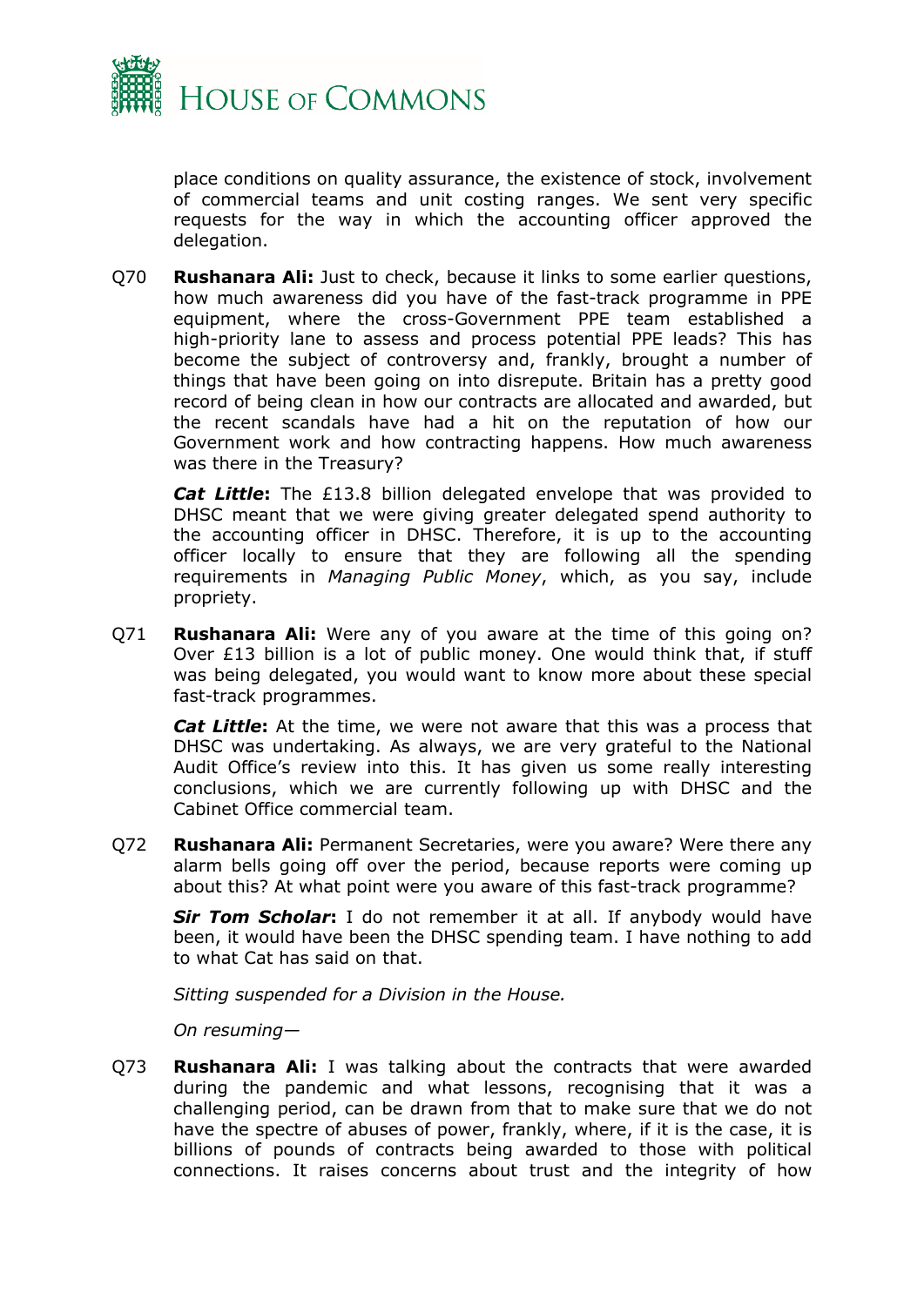place conditions on quality assurance, the existence of stock, involvement of commercial teams and unit costing ranges. We sent very specific requests for the way in which the accounting officer approved the delegation.

Q70 **Rushanara Ali:** Just to check, because it links to some earlier questions, how much awareness did you have of the fast-track programme in PPE equipment, where the cross-Government PPE team established a high-priority lane to assess and process potential PPE leads? This has become the subject of controversy and, frankly, brought a number of things that have been going on into disrepute. Britain has a pretty good record of being clean in how our contracts are allocated and awarded, but the recent scandals have had a hit on the reputation of how our Government work and how contracting happens. How much awareness was there in the Treasury?

***Cat Little*****:** The £13.8 billion delegated envelope that was provided to DHSC meant that we were giving greater delegated spend authority to the accounting officer in DHSC. Therefore, it is up to the accounting officer locally to ensure that they are following all the spending requirements in *Managing Public Money*, which, as you say, include propriety.

Q71 **Rushanara Ali:** Were any of you aware at the time of this going on? Over £13 billion is a lot of public money. One would think that, if stuff was being delegated, you would want to know more about these special fast-track programmes.

***Cat Little*****:** At the time, we were not aware that this was a process that DHSC was undertaking. As always, we are very grateful to the National Audit Office's review into this. It has given us some really interesting conclusions, which we are currently following up with DHSC and the Cabinet Office commercial team.

Q72 **Rushanara Ali:** Permanent Secretaries, were you aware? Were there any alarm bells going off over the period, because reports were coming up about this? At what point were you aware of this fast-track programme?

***Sir Tom Scholar*****:** I do not remember it at all. If anybody would have been, it would have been the DHSC spending team. I have nothing to add to what Cat has said on that.

*Sitting suspended for a Division in the House.*

*On resuming—*

Q73 **Rushanara Ali:** I was talking about the contracts that were awarded during the pandemic and what lessons, recognising that it was a challenging period, can be drawn from that to make sure that we do not have the spectre of abuses of power, frankly, where, if it is the case, it is billions of pounds of contracts being awarded to those with political connections. It raises concerns about trust and the integrity of how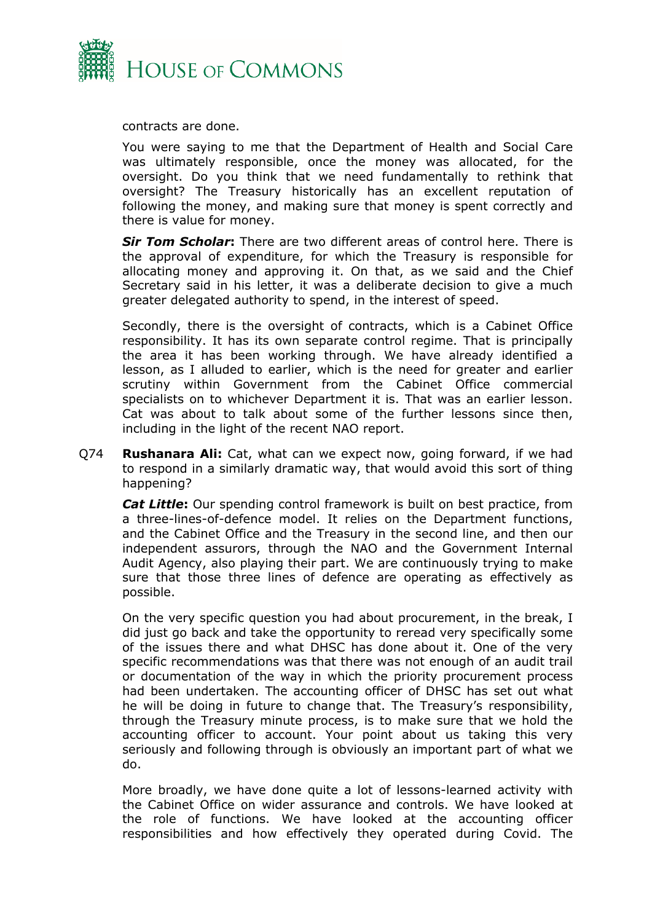contracts are done.

You were saying to me that the Department of Health and Social Care was ultimately responsible, once the money was allocated, for the oversight. Do you think that we need fundamentally to rethink that oversight? The Treasury historically has an excellent reputation of following the money, and making sure that money is spent correctly and there is value for money.

***Sir Tom Scholar*:** There are two different areas of control here. There is the approval of expenditure, for which the Treasury is responsible for allocating money and approving it. On that, as we said and the Chief Secretary said in his letter, it was a deliberate decision to give a much greater delegated authority to spend, in the interest of speed.

Secondly, there is the oversight of contracts, which is a Cabinet Office responsibility. It has its own separate control regime. That is principally the area it has been working through. We have already identified a lesson, as I alluded to earlier, which is the need for greater and earlier scrutiny within Government from the Cabinet Office commercial specialists on to whichever Department it is. That was an earlier lesson. Cat was about to talk about some of the further lessons since then, including in the light of the recent NAO report.

Q74 **Rushanara Ali:** Cat, what can we expect now, going forward, if we had to respond in a similarly dramatic way, that would avoid this sort of thing happening?

***Cat Little*:** Our spending control framework is built on best practice, from a three-lines-of-defence model. It relies on the Department functions, and the Cabinet Office and the Treasury in the second line, and then our independent assurors, through the NAO and the Government Internal Audit Agency, also playing their part. We are continuously trying to make sure that those three lines of defence are operating as effectively as possible.

On the very specific question you had about procurement, in the break, I did just go back and take the opportunity to reread very specifically some of the issues there and what DHSC has done about it. One of the very specific recommendations was that there was not enough of an audit trail or documentation of the way in which the priority procurement process had been undertaken. The accounting officer of DHSC has set out what he will be doing in future to change that. The Treasury's responsibility, through the Treasury minute process, is to make sure that we hold the accounting officer to account. Your point about us taking this very seriously and following through is obviously an important part of what we do.

More broadly, we have done quite a lot of lessons-learned activity with the Cabinet Office on wider assurance and controls. We have looked at the role of functions. We have looked at the accounting officer responsibilities and how effectively they operated during Covid. The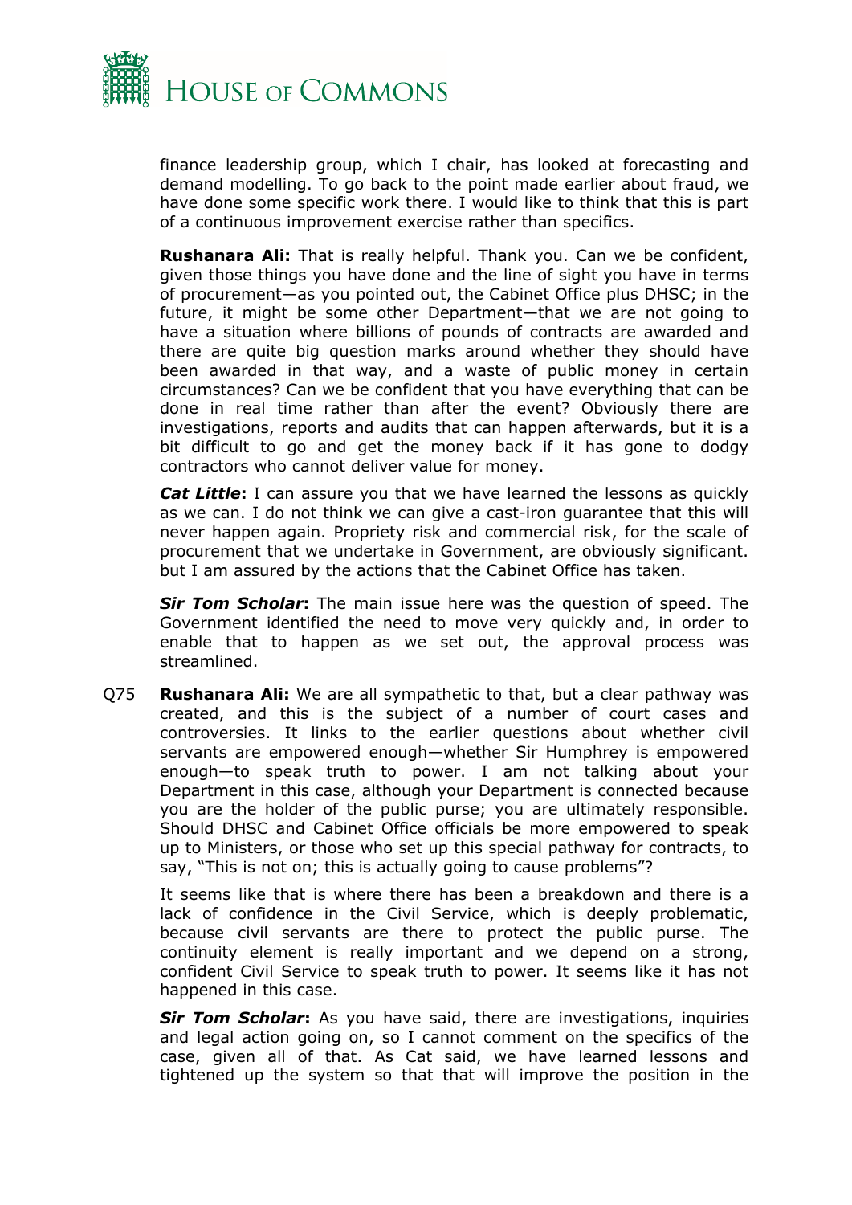finance leadership group, which I chair, has looked at forecasting and demand modelling. To go back to the point made earlier about fraud, we have done some specific work there. I would like to think that this is part of a continuous improvement exercise rather than specifics.

**Rushanara Ali:** That is really helpful. Thank you. Can we be confident, given those things you have done and the line of sight you have in terms of procurement—as you pointed out, the Cabinet Office plus DHSC; in the future, it might be some other Department—that we are not going to have a situation where billions of pounds of contracts are awarded and there are quite big question marks around whether they should have been awarded in that way, and a waste of public money in certain circumstances? Can we be confident that you have everything that can be done in real time rather than after the event? Obviously there are investigations, reports and audits that can happen afterwards, but it is a bit difficult to go and get the money back if it has gone to dodgy contractors who cannot deliver value for money.

***Cat Little*:** I can assure you that we have learned the lessons as quickly as we can. I do not think we can give a cast-iron guarantee that this will never happen again. Propriety risk and commercial risk, for the scale of procurement that we undertake in Government, are obviously significant. but I am assured by the actions that the Cabinet Office has taken.

***Sir Tom Scholar*:** The main issue here was the question of speed. The Government identified the need to move very quickly and, in order to enable that to happen as we set out, the approval process was streamlined.

Q75 **Rushanara Ali:** We are all sympathetic to that, but a clear pathway was created, and this is the subject of a number of court cases and controversies. It links to the earlier questions about whether civil servants are empowered enough—whether Sir Humphrey is empowered enough—to speak truth to power. I am not talking about your Department in this case, although your Department is connected because you are the holder of the public purse; you are ultimately responsible. Should DHSC and Cabinet Office officials be more empowered to speak up to Ministers, or those who set up this special pathway for contracts, to say, "This is not on; this is actually going to cause problems"?

It seems like that is where there has been a breakdown and there is a lack of confidence in the Civil Service, which is deeply problematic, because civil servants are there to protect the public purse. The continuity element is really important and we depend on a strong, confident Civil Service to speak truth to power. It seems like it has not happened in this case.

***Sir Tom Scholar*:** As you have said, there are investigations, inquiries and legal action going on, so I cannot comment on the specifics of the case, given all of that. As Cat said, we have learned lessons and tightened up the system so that that will improve the position in the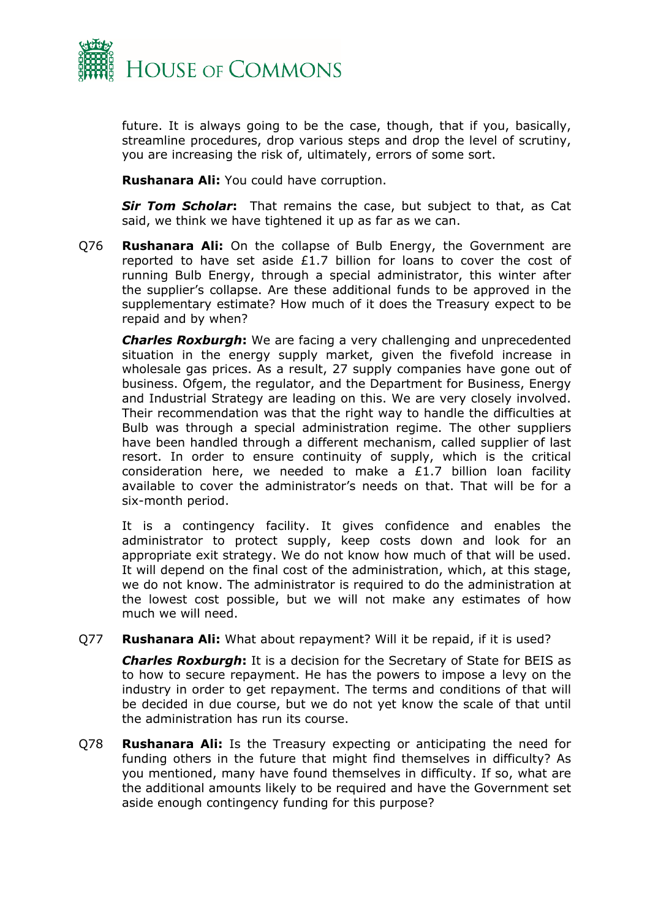future. It is always going to be the case, though, that if you, basically, streamline procedures, drop various steps and drop the level of scrutiny, you are increasing the risk of, ultimately, errors of some sort.

**Rushanara Ali:** You could have corruption.

***Sir Tom Scholar*:** That remains the case, but subject to that, as Cat said, we think we have tightened it up as far as we can.

Q76 **Rushanara Ali:** On the collapse of Bulb Energy, the Government are reported to have set aside £1.7 billion for loans to cover the cost of running Bulb Energy, through a special administrator, this winter after the supplier's collapse. Are these additional funds to be approved in the supplementary estimate? How much of it does the Treasury expect to be repaid and by when?

***Charles Roxburgh*:** We are facing a very challenging and unprecedented situation in the energy supply market, given the fivefold increase in wholesale gas prices. As a result, 27 supply companies have gone out of business. Ofgem, the regulator, and the Department for Business, Energy and Industrial Strategy are leading on this. We are very closely involved. Their recommendation was that the right way to handle the difficulties at Bulb was through a special administration regime. The other suppliers have been handled through a different mechanism, called supplier of last resort. In order to ensure continuity of supply, which is the critical consideration here, we needed to make a £1.7 billion loan facility available to cover the administrator's needs on that. That will be for a six-month period.

It is a contingency facility. It gives confidence and enables the administrator to protect supply, keep costs down and look for an appropriate exit strategy. We do not know how much of that will be used. It will depend on the final cost of the administration, which, at this stage, we do not know. The administrator is required to do the administration at the lowest cost possible, but we will not make any estimates of how much we will need.

Q77 **Rushanara Ali:** What about repayment? Will it be repaid, if it is used?

***Charles Roxburgh*:** It is a decision for the Secretary of State for BEIS as to how to secure repayment. He has the powers to impose a levy on the industry in order to get repayment. The terms and conditions of that will be decided in due course, but we do not yet know the scale of that until the administration has run its course.

Q78 **Rushanara Ali:** Is the Treasury expecting or anticipating the need for funding others in the future that might find themselves in difficulty? As you mentioned, many have found themselves in difficulty. If so, what are the additional amounts likely to be required and have the Government set aside enough contingency funding for this purpose?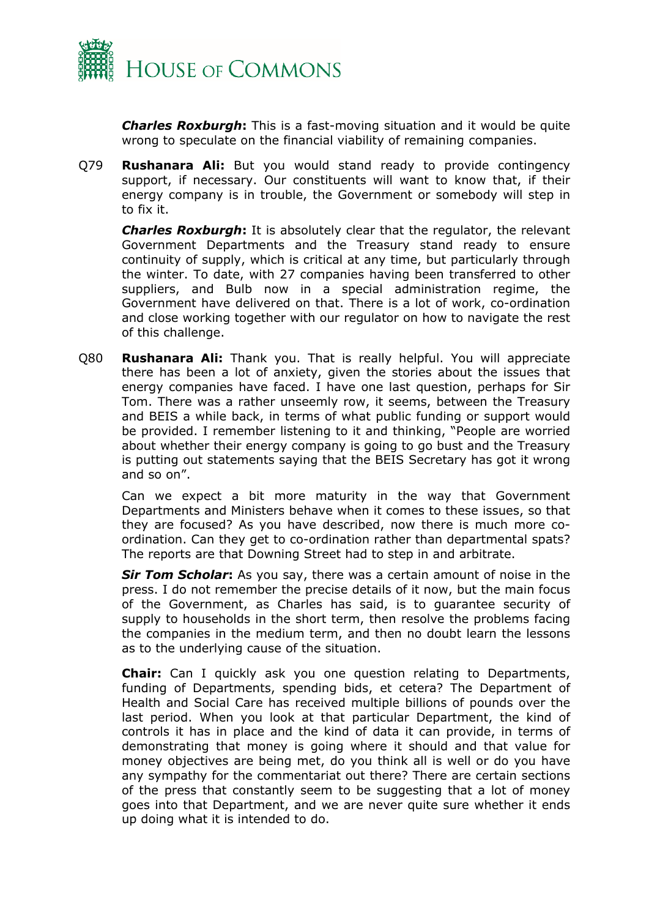***Charles Roxburgh*:** This is a fast-moving situation and it would be quite wrong to speculate on the financial viability of remaining companies.

Q79 **Rushanara Ali:** But you would stand ready to provide contingency support, if necessary. Our constituents will want to know that, if their energy company is in trouble, the Government or somebody will step in to fix it.

***Charles Roxburgh*:** It is absolutely clear that the regulator, the relevant Government Departments and the Treasury stand ready to ensure continuity of supply, which is critical at any time, but particularly through the winter. To date, with 27 companies having been transferred to other suppliers, and Bulb now in a special administration regime, the Government have delivered on that. There is a lot of work, co-ordination and close working together with our regulator on how to navigate the rest of this challenge.

Q80 **Rushanara Ali:** Thank you. That is really helpful. You will appreciate there has been a lot of anxiety, given the stories about the issues that energy companies have faced. I have one last question, perhaps for Sir Tom. There was a rather unseemly row, it seems, between the Treasury and BEIS a while back, in terms of what public funding or support would be provided. I remember listening to it and thinking, "People are worried about whether their energy company is going to go bust and the Treasury is putting out statements saying that the BEIS Secretary has got it wrong and so on".

Can we expect a bit more maturity in the way that Government Departments and Ministers behave when it comes to these issues, so that they are focused? As you have described, now there is much more co-ordination. Can they get to co-ordination rather than departmental spats? The reports are that Downing Street had to step in and arbitrate.

***Sir Tom Scholar*:** As you say, there was a certain amount of noise in the press. I do not remember the precise details of it now, but the main focus of the Government, as Charles has said, is to guarantee security of supply to households in the short term, then resolve the problems facing the companies in the medium term, and then no doubt learn the lessons as to the underlying cause of the situation.

**Chair:** Can I quickly ask you one question relating to Departments, funding of Departments, spending bids, et cetera? The Department of Health and Social Care has received multiple billions of pounds over the last period. When you look at that particular Department, the kind of controls it has in place and the kind of data it can provide, in terms of demonstrating that money is going where it should and that value for money objectives are being met, do you think all is well or do you have any sympathy for the commentariat out there? There are certain sections of the press that constantly seem to be suggesting that a lot of money goes into that Department, and we are never quite sure whether it ends up doing what it is intended to do.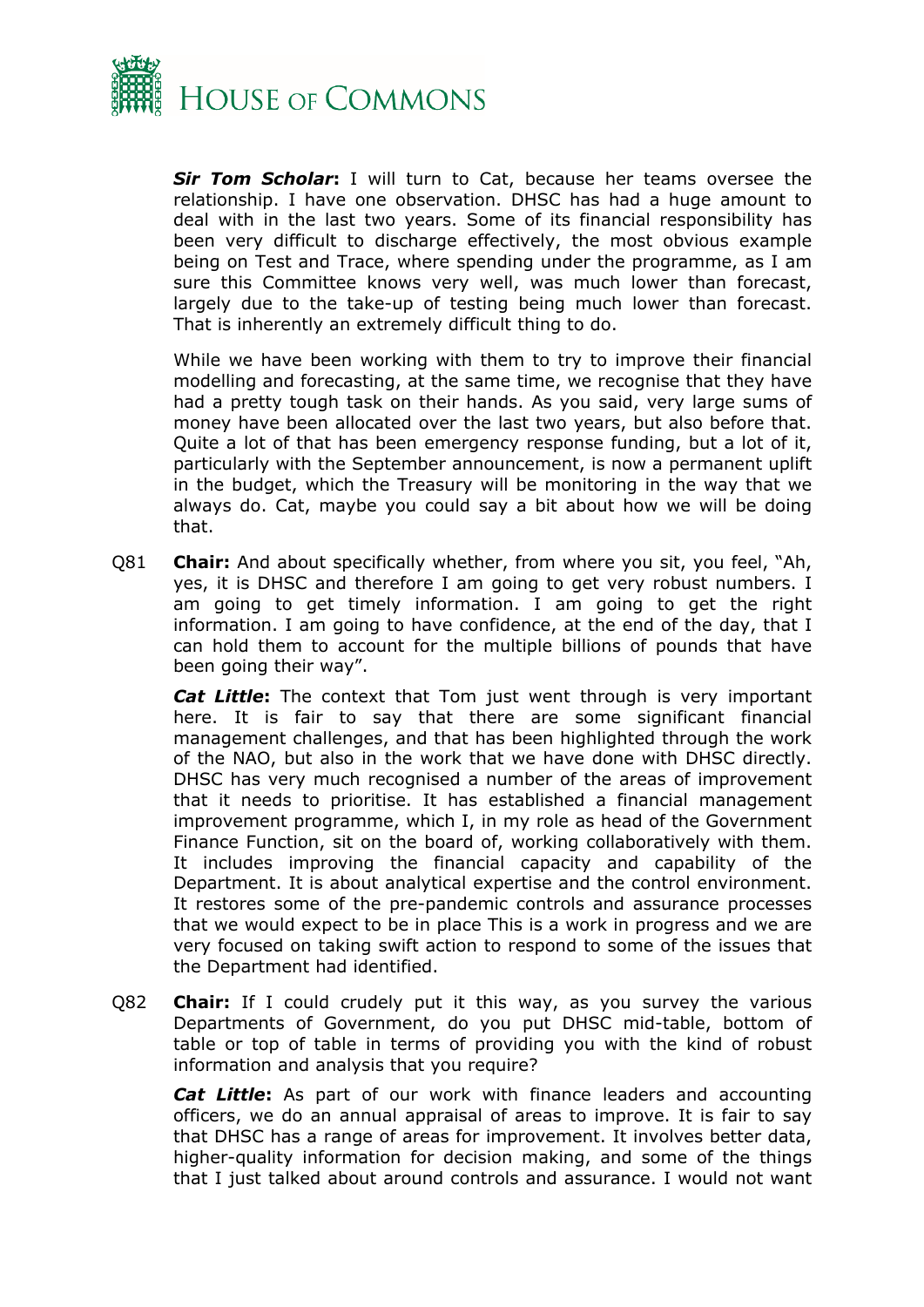***Sir Tom Scholar*:** I will turn to Cat, because her teams oversee the relationship. I have one observation. DHSC has had a huge amount to deal with in the last two years. Some of its financial responsibility has been very difficult to discharge effectively, the most obvious example being on Test and Trace, where spending under the programme, as I am sure this Committee knows very well, was much lower than forecast, largely due to the take-up of testing being much lower than forecast. That is inherently an extremely difficult thing to do.

While we have been working with them to try to improve their financial modelling and forecasting, at the same time, we recognise that they have had a pretty tough task on their hands. As you said, very large sums of money have been allocated over the last two years, but also before that. Quite a lot of that has been emergency response funding, but a lot of it, particularly with the September announcement, is now a permanent uplift in the budget, which the Treasury will be monitoring in the way that we always do. Cat, maybe you could say a bit about how we will be doing that.

Q81 **Chair:** And about specifically whether, from where you sit, you feel, "Ah, yes, it is DHSC and therefore I am going to get very robust numbers. I am going to get timely information. I am going to get the right information. I am going to have confidence, at the end of the day, that I can hold them to account for the multiple billions of pounds that have been going their way".

***Cat Little*:** The context that Tom just went through is very important here. It is fair to say that there are some significant financial management challenges, and that has been highlighted through the work of the NAO, but also in the work that we have done with DHSC directly. DHSC has very much recognised a number of the areas of improvement that it needs to prioritise. It has established a financial management improvement programme, which I, in my role as head of the Government Finance Function, sit on the board of, working collaboratively with them. It includes improving the financial capacity and capability of the Department. It is about analytical expertise and the control environment. It restores some of the pre-pandemic controls and assurance processes that we would expect to be in place This is a work in progress and we are very focused on taking swift action to respond to some of the issues that the Department had identified.

Q82 **Chair:** If I could crudely put it this way, as you survey the various Departments of Government, do you put DHSC mid-table, bottom of table or top of table in terms of providing you with the kind of robust information and analysis that you require?

***Cat Little*:** As part of our work with finance leaders and accounting officers, we do an annual appraisal of areas to improve. It is fair to say that DHSC has a range of areas for improvement. It involves better data, higher-quality information for decision making, and some of the things that I just talked about around controls and assurance. I would not want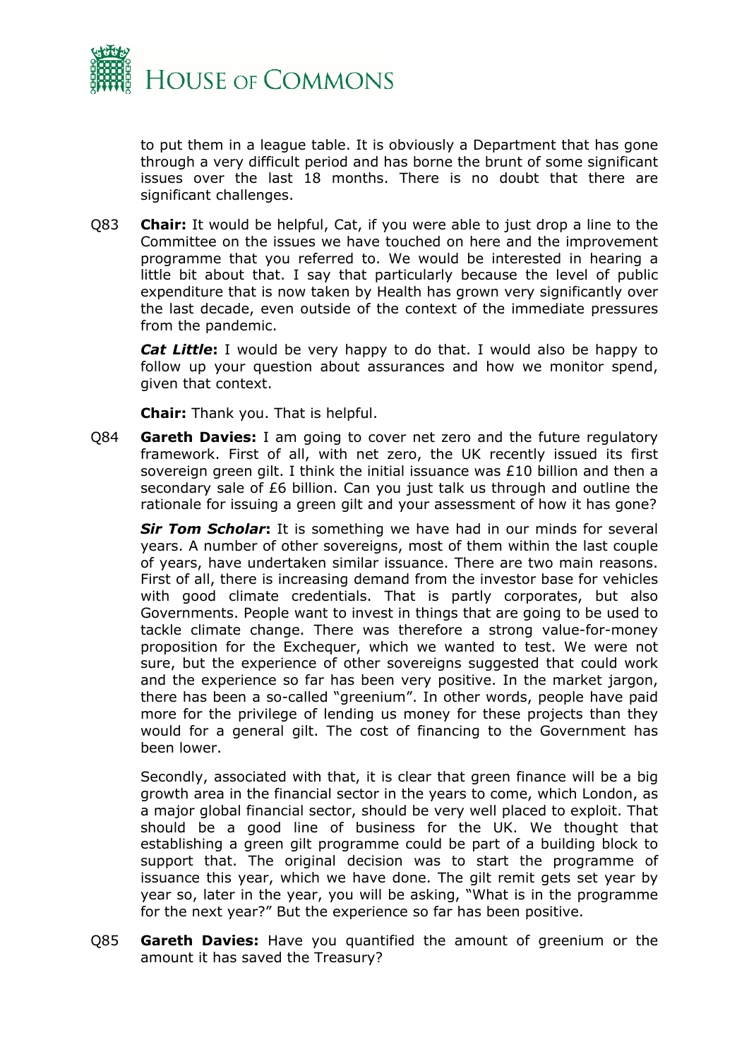to put them in a league table. It is obviously a Department that has gone through a very difficult period and has borne the brunt of some significant issues over the last 18 months. There is no doubt that there are significant challenges.

Q83 **Chair:** It would be helpful, Cat, if you were able to just drop a line to the Committee on the issues we have touched on here and the improvement programme that you referred to. We would be interested in hearing a little bit about that. I say that particularly because the level of public expenditure that is now taken by Health has grown very significantly over the last decade, even outside of the context of the immediate pressures from the pandemic.

***Cat Little*:** I would be very happy to do that. I would also be happy to follow up your question about assurances and how we monitor spend, given that context.

**Chair:** Thank you. That is helpful.

Q84 **Gareth Davies:** I am going to cover net zero and the future regulatory framework. First of all, with net zero, the UK recently issued its first sovereign green gilt. I think the initial issuance was £10 billion and then a secondary sale of £6 billion. Can you just talk us through and outline the rationale for issuing a green gilt and your assessment of how it has gone?

***Sir Tom Scholar*:** It is something we have had in our minds for several years. A number of other sovereigns, most of them within the last couple of years, have undertaken similar issuance. There are two main reasons. First of all, there is increasing demand from the investor base for vehicles with good climate credentials. That is partly corporates, but also Governments. People want to invest in things that are going to be used to tackle climate change. There was therefore a strong value-for-money proposition for the Exchequer, which we wanted to test. We were not sure, but the experience of other sovereigns suggested that could work and the experience so far has been very positive. In the market jargon, there has been a so-called "greenium". In other words, people have paid more for the privilege of lending us money for these projects than they would for a general gilt. The cost of financing to the Government has been lower.

Secondly, associated with that, it is clear that green finance will be a big growth area in the financial sector in the years to come, which London, as a major global financial sector, should be very well placed to exploit. That should be a good line of business for the UK. We thought that establishing a green gilt programme could be part of a building block to support that. The original decision was to start the programme of issuance this year, which we have done. The gilt remit gets set year by year so, later in the year, you will be asking, "What is in the programme for the next year?" But the experience so far has been positive.

Q85 **Gareth Davies:** Have you quantified the amount of greenium or the amount it has saved the Treasury?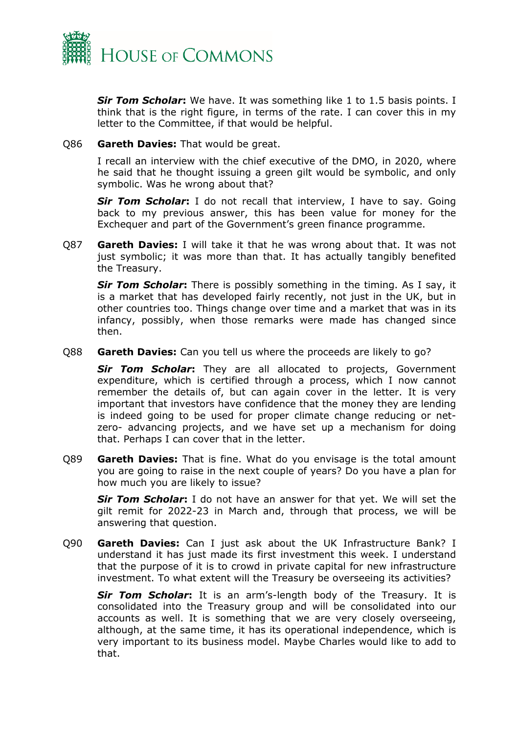***Sir Tom Scholar*:** We have. It was something like 1 to 1.5 basis points. I think that is the right figure, in terms of the rate. I can cover this in my letter to the Committee, if that would be helpful.

Q86 **Gareth Davies:** That would be great.

I recall an interview with the chief executive of the DMO, in 2020, where he said that he thought issuing a green gilt would be symbolic, and only symbolic. Was he wrong about that?

***Sir Tom Scholar*:** I do not recall that interview, I have to say. Going back to my previous answer, this has been value for money for the Exchequer and part of the Government's green finance programme.

Q87 **Gareth Davies:** I will take it that he was wrong about that. It was not just symbolic; it was more than that. It has actually tangibly benefited the Treasury.

***Sir Tom Scholar*:** There is possibly something in the timing. As I say, it is a market that has developed fairly recently, not just in the UK, but in other countries too. Things change over time and a market that was in its infancy, possibly, when those remarks were made has changed since then.

Q88 **Gareth Davies:** Can you tell us where the proceeds are likely to go?

***Sir Tom Scholar*:** They are all allocated to projects, Government expenditure, which is certified through a process, which I now cannot remember the details of, but can again cover in the letter. It is very important that investors have confidence that the money they are lending is indeed going to be used for proper climate change reducing or net-zero- advancing projects, and we have set up a mechanism for doing that. Perhaps I can cover that in the letter.

Q89 **Gareth Davies:** That is fine. What do you envisage is the total amount you are going to raise in the next couple of years? Do you have a plan for how much you are likely to issue?

***Sir Tom Scholar*:** I do not have an answer for that yet. We will set the gilt remit for 2022-23 in March and, through that process, we will be answering that question.

Q90 **Gareth Davies:** Can I just ask about the UK Infrastructure Bank? I understand it has just made its first investment this week. I understand that the purpose of it is to crowd in private capital for new infrastructure investment. To what extent will the Treasury be overseeing its activities?

***Sir Tom Scholar*:** It is an arm's-length body of the Treasury. It is consolidated into the Treasury group and will be consolidated into our accounts as well. It is something that we are very closely overseeing, although, at the same time, it has its operational independence, which is very important to its business model. Maybe Charles would like to add to that.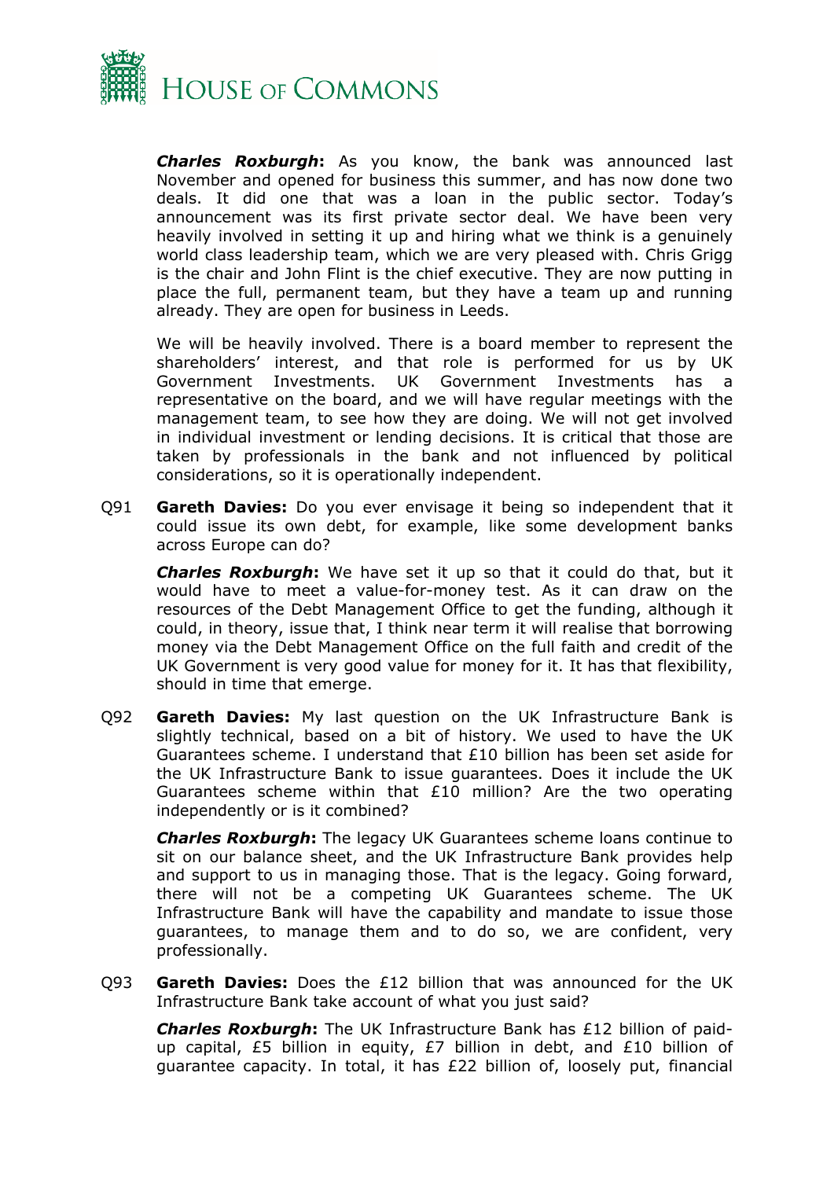***Charles Roxburgh*:** As you know, the bank was announced last November and opened for business this summer, and has now done two deals. It did one that was a loan in the public sector. Today's announcement was its first private sector deal. We have been very heavily involved in setting it up and hiring what we think is a genuinely world class leadership team, which we are very pleased with. Chris Grigg is the chair and John Flint is the chief executive. They are now putting in place the full, permanent team, but they have a team up and running already. They are open for business in Leeds.

We will be heavily involved. There is a board member to represent the shareholders' interest, and that role is performed for us by UK Government Investments. UK Government Investments has a representative on the board, and we will have regular meetings with the management team, to see how they are doing. We will not get involved in individual investment or lending decisions. It is critical that those are taken by professionals in the bank and not influenced by political considerations, so it is operationally independent.

Q91 **Gareth Davies:** Do you ever envisage it being so independent that it could issue its own debt, for example, like some development banks across Europe can do?

***Charles Roxburgh*:** We have set it up so that it could do that, but it would have to meet a value-for-money test. As it can draw on the resources of the Debt Management Office to get the funding, although it could, in theory, issue that, I think near term it will realise that borrowing money via the Debt Management Office on the full faith and credit of the UK Government is very good value for money for it. It has that flexibility, should in time that emerge.

Q92 **Gareth Davies:** My last question on the UK Infrastructure Bank is slightly technical, based on a bit of history. We used to have the UK Guarantees scheme. I understand that £10 billion has been set aside for the UK Infrastructure Bank to issue guarantees. Does it include the UK Guarantees scheme within that £10 million? Are the two operating independently or is it combined?

***Charles Roxburgh*:** The legacy UK Guarantees scheme loans continue to sit on our balance sheet, and the UK Infrastructure Bank provides help and support to us in managing those. That is the legacy. Going forward, there will not be a competing UK Guarantees scheme. The UK Infrastructure Bank will have the capability and mandate to issue those guarantees, to manage them and to do so, we are confident, very professionally.

Q93 **Gareth Davies:** Does the £12 billion that was announced for the UK Infrastructure Bank take account of what you just said?

***Charles Roxburgh*:** The UK Infrastructure Bank has £12 billion of paid-up capital, £5 billion in equity, £7 billion in debt, and £10 billion of guarantee capacity. In total, it has £22 billion of, loosely put, financial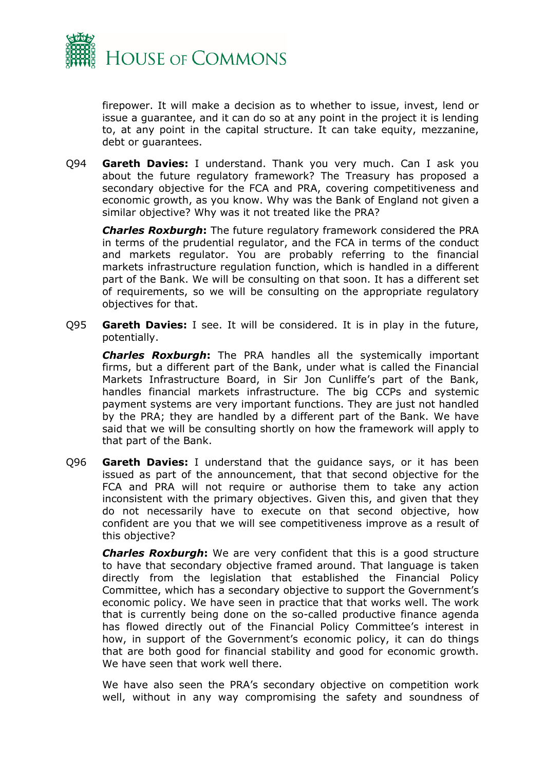firepower. It will make a decision as to whether to issue, invest, lend or issue a guarantee, and it can do so at any point in the project it is lending to, at any point in the capital structure. It can take equity, mezzanine, debt or guarantees.

Q94 **Gareth Davies:** I understand. Thank you very much. Can I ask you about the future regulatory framework? The Treasury has proposed a secondary objective for the FCA and PRA, covering competitiveness and economic growth, as you know. Why was the Bank of England not given a similar objective? Why was it not treated like the PRA?

***Charles Roxburgh*:** The future regulatory framework considered the PRA in terms of the prudential regulator, and the FCA in terms of the conduct and markets regulator. You are probably referring to the financial markets infrastructure regulation function, which is handled in a different part of the Bank. We will be consulting on that soon. It has a different set of requirements, so we will be consulting on the appropriate regulatory objectives for that.

Q95 **Gareth Davies:** I see. It will be considered. It is in play in the future, potentially.

***Charles Roxburgh*:** The PRA handles all the systemically important firms, but a different part of the Bank, under what is called the Financial Markets Infrastructure Board, in Sir Jon Cunliffe's part of the Bank, handles financial markets infrastructure. The big CCPs and systemic payment systems are very important functions. They are just not handled by the PRA; they are handled by a different part of the Bank. We have said that we will be consulting shortly on how the framework will apply to that part of the Bank.

Q96 **Gareth Davies:** I understand that the guidance says, or it has been issued as part of the announcement, that that second objective for the FCA and PRA will not require or authorise them to take any action inconsistent with the primary objectives. Given this, and given that they do not necessarily have to execute on that second objective, how confident are you that we will see competitiveness improve as a result of this objective?

***Charles Roxburgh*:** We are very confident that this is a good structure to have that secondary objective framed around. That language is taken directly from the legislation that established the Financial Policy Committee, which has a secondary objective to support the Government's economic policy. We have seen in practice that that works well. The work that is currently being done on the so-called productive finance agenda has flowed directly out of the Financial Policy Committee's interest in how, in support of the Government's economic policy, it can do things that are both good for financial stability and good for economic growth. We have seen that work well there.

We have also seen the PRA's secondary objective on competition work well, without in any way compromising the safety and soundness of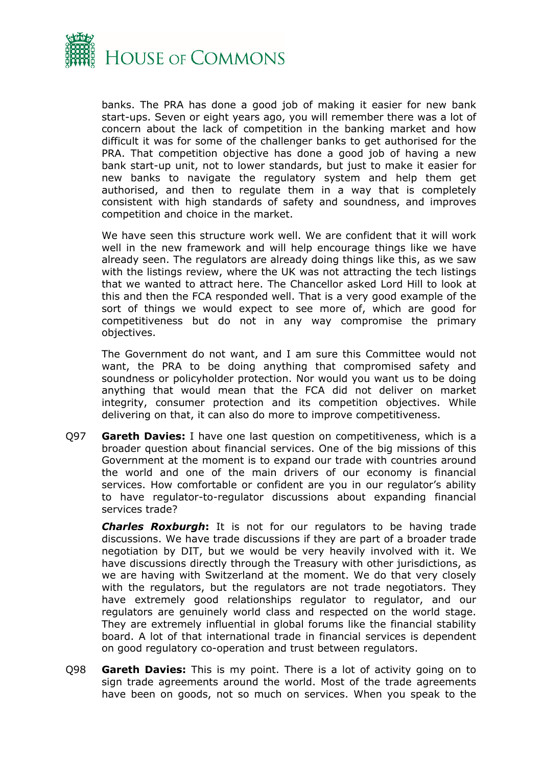banks. The PRA has done a good job of making it easier for new bank start-ups. Seven or eight years ago, you will remember there was a lot of concern about the lack of competition in the banking market and how difficult it was for some of the challenger banks to get authorised for the PRA. That competition objective has done a good job of having a new bank start-up unit, not to lower standards, but just to make it easier for new banks to navigate the regulatory system and help them get authorised, and then to regulate them in a way that is completely consistent with high standards of safety and soundness, and improves competition and choice in the market.

We have seen this structure work well. We are confident that it will work well in the new framework and will help encourage things like we have already seen. The regulators are already doing things like this, as we saw with the listings review, where the UK was not attracting the tech listings that we wanted to attract here. The Chancellor asked Lord Hill to look at this and then the FCA responded well. That is a very good example of the sort of things we would expect to see more of, which are good for competitiveness but do not in any way compromise the primary objectives.

The Government do not want, and I am sure this Committee would not want, the PRA to be doing anything that compromised safety and soundness or policyholder protection. Nor would you want us to be doing anything that would mean that the FCA did not deliver on market integrity, consumer protection and its competition objectives. While delivering on that, it can also do more to improve competitiveness.

Q97 **Gareth Davies:** I have one last question on competitiveness, which is a broader question about financial services. One of the big missions of this Government at the moment is to expand our trade with countries around the world and one of the main drivers of our economy is financial services. How comfortable or confident are you in our regulator's ability to have regulator-to-regulator discussions about expanding financial services trade?

***Charles Roxburgh*:** It is not for our regulators to be having trade discussions. We have trade discussions if they are part of a broader trade negotiation by DIT, but we would be very heavily involved with it. We have discussions directly through the Treasury with other jurisdictions, as we are having with Switzerland at the moment. We do that very closely with the regulators, but the regulators are not trade negotiators. They have extremely good relationships regulator to regulator, and our regulators are genuinely world class and respected on the world stage. They are extremely influential in global forums like the financial stability board. A lot of that international trade in financial services is dependent on good regulatory co-operation and trust between regulators.

Q98 **Gareth Davies:** This is my point. There is a lot of activity going on to sign trade agreements around the world. Most of the trade agreements have been on goods, not so much on services. When you speak to the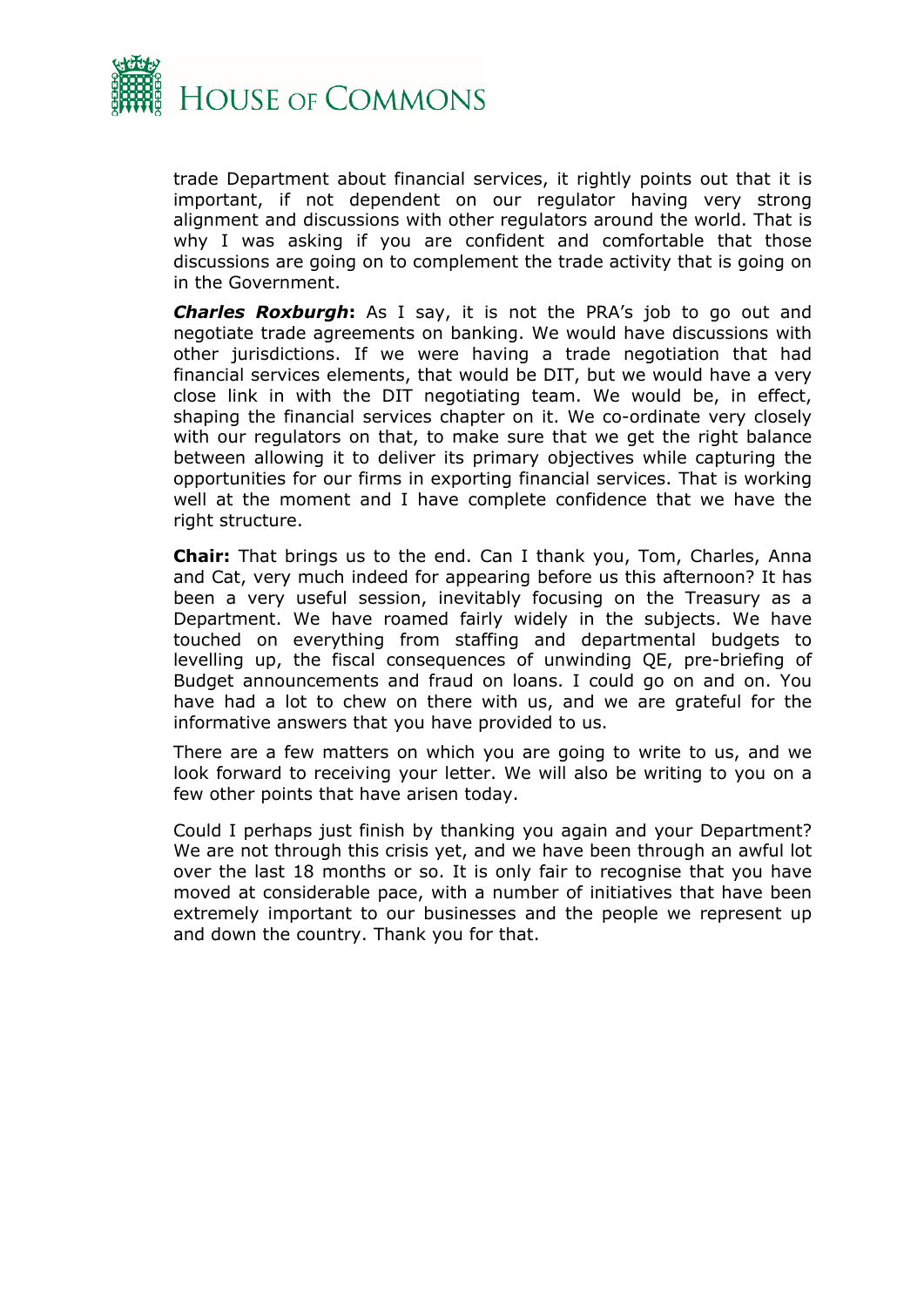trade Department about financial services, it rightly points out that it is important, if not dependent on our regulator having very strong alignment and discussions with other regulators around the world. That is why I was asking if you are confident and comfortable that those discussions are going on to complement the trade activity that is going on in the Government.

***Charles Roxburgh*:** As I say, it is not the PRA's job to go out and negotiate trade agreements on banking. We would have discussions with other jurisdictions. If we were having a trade negotiation that had financial services elements, that would be DIT, but we would have a very close link in with the DIT negotiating team. We would be, in effect, shaping the financial services chapter on it. We co-ordinate very closely with our regulators on that, to make sure that we get the right balance between allowing it to deliver its primary objectives while capturing the opportunities for our firms in exporting financial services. That is working well at the moment and I have complete confidence that we have the right structure.

**Chair:** That brings us to the end. Can I thank you, Tom, Charles, Anna and Cat, very much indeed for appearing before us this afternoon? It has been a very useful session, inevitably focusing on the Treasury as a Department. We have roamed fairly widely in the subjects. We have touched on everything from staffing and departmental budgets to levelling up, the fiscal consequences of unwinding QE, pre-briefing of Budget announcements and fraud on loans. I could go on and on. You have had a lot to chew on there with us, and we are grateful for the informative answers that you have provided to us.

There are a few matters on which you are going to write to us, and we look forward to receiving your letter. We will also be writing to you on a few other points that have arisen today.

Could I perhaps just finish by thanking you again and your Department? We are not through this crisis yet, and we have been through an awful lot over the last 18 months or so. It is only fair to recognise that you have moved at considerable pace, with a number of initiatives that have been extremely important to our businesses and the people we represent up and down the country. Thank you for that.